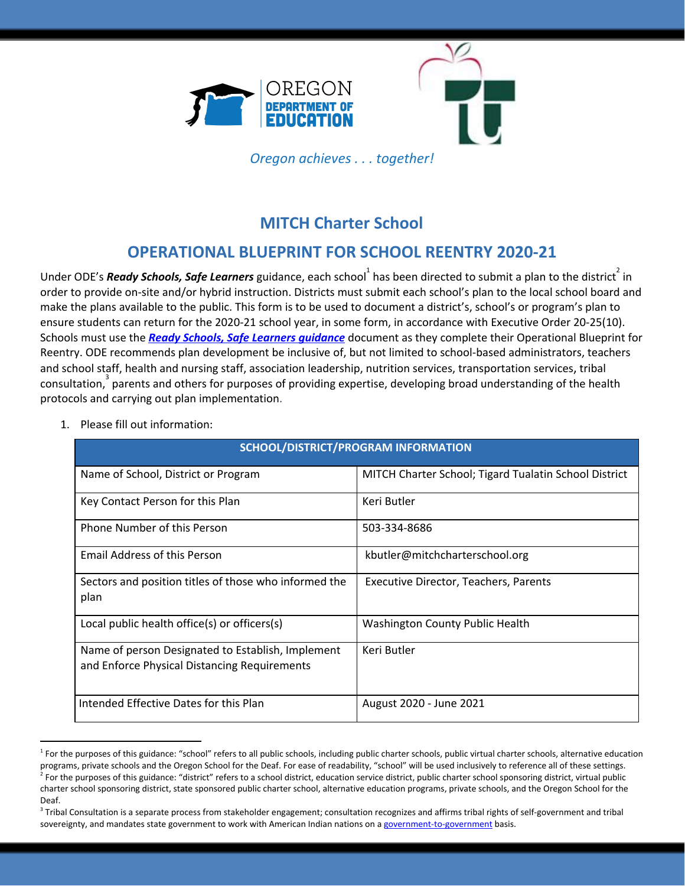OREGON DEPARTMENT OF EDUCATION

*Oregon achieves . . . together!*

# MITCH Charter School

## OPERATIONAL BLUEPRINT FOR SCHOOL REENTRY 2020-21

Under ODE's ***Ready Schools, Safe Learners*** guidance, each school[1] has been directed to submit a plan to the district[2] in order to provide on-site and/or hybrid instruction. Districts must submit each school's plan to the local school board and make the plans available to the public. This form is to be used to document a district's, school's or program's plan to ensure students can return for the 2020-21 school year, in some form, in accordance with Executive Order 20-25(10). Schools must use the ***Ready Schools, Safe Learners guidance*** document as they complete their Operational Blueprint for Reentry. ODE recommends plan development be inclusive of, but not limited to school-based administrators, teachers and school staff, health and nursing staff, association leadership, nutrition services, transportation services, tribal consultation,[3] parents and others for purposes of providing expertise, developing broad understanding of the health protocols and carrying out plan implementation.

1. Please fill out information:

| SCHOOL/DISTRICT/PROGRAM INFORMATION | |
|---|---|
| Name of School, District or Program | MITCH Charter School; Tigard Tualatin School District |
| Key Contact Person for this Plan | Keri Butler |
| Phone Number of this Person | 503-334-8686 |
| Email Address of this Person | kbutler@mitchcharterschool.org |
| Sectors and position titles of those who informed the plan | Executive Director, Teachers, Parents |
| Local public health office(s) or officers(s) | Washington County Public Health |
| Name of person Designated to Establish, Implement and Enforce Physical Distancing Requirements | Keri Butler |
| Intended Effective Dates for this Plan | August 2020 - June 2021 |

[1] For the purposes of this guidance: "school" refers to all public schools, including public charter schools, public virtual charter schools, alternative education programs, private schools and the Oregon School for the Deaf. For ease of readability, "school" will be used inclusively to reference all of these settings.

[2] For the purposes of this guidance: "district" refers to a school district, education service district, public charter school sponsoring district, virtual public charter school sponsoring district, state sponsored public charter school, alternative education programs, private schools, and the Oregon School for the Deaf.

[3] Tribal Consultation is a separate process from stakeholder engagement; consultation recognizes and affirms tribal rights of self-government and tribal sovereignty, and mandates state government to work with American Indian nations on a government-to-government basis.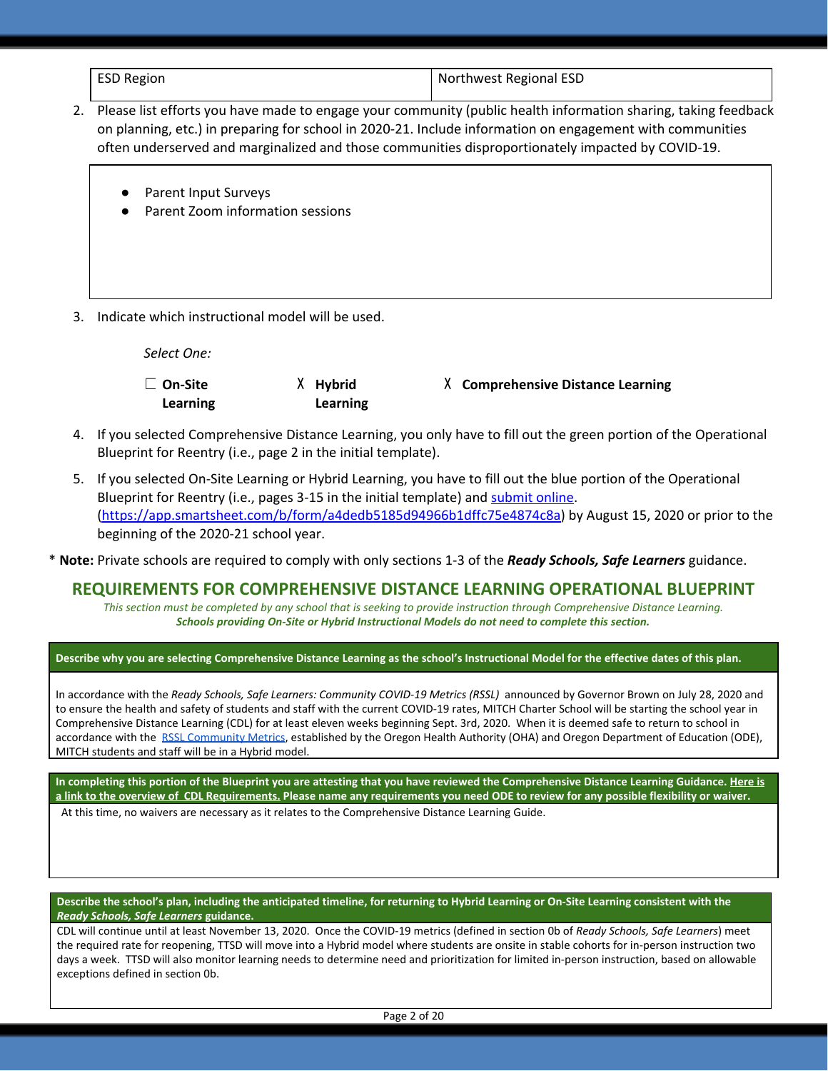| ESD Region | Northwest Regional ESD |
| --- | --- |

2. Please list efforts you have made to engage your community (public health information sharing, taking feedback on planning, etc.) in preparing for school in 2020-21. Include information on engagement with communities often underserved and marginalized and those communities disproportionately impacted by COVID-19.

- Parent Input Surveys
- Parent Zoom information sessions

3. Indicate which instructional model will be used.

*Select One:*

☐ **On-Site Learning** X **Hybrid Learning** X **Comprehensive Distance Learning**

4. If you selected Comprehensive Distance Learning, you only have to fill out the green portion of the Operational Blueprint for Reentry (i.e., page 2 in the initial template).

5. If you selected On-Site Learning or Hybrid Learning, you have to fill out the blue portion of the Operational Blueprint for Reentry (i.e., pages 3-15 in the initial template) and submit online. (https://app.smartsheet.com/b/form/a4dedb5185d94966b1dffc75e4874c8a) by August 15, 2020 or prior to the beginning of the 2020-21 school year.

\* **Note:** Private schools are required to comply with only sections 1-3 of the ***Ready Schools, Safe Learners*** guidance.

## REQUIREMENTS FOR COMPREHENSIVE DISTANCE LEARNING OPERATIONAL BLUEPRINT

*This section must be completed by any school that is seeking to provide instruction through Comprehensive Distance Learning.*
***Schools providing On-Site or Hybrid Instructional Models do not need to complete this section.***

**Describe why you are selecting Comprehensive Distance Learning as the school's Instructional Model for the effective dates of this plan.**

In accordance with the *Ready Schools, Safe Learners: Community COVID-19 Metrics (RSSL)* announced by Governor Brown on July 28, 2020 and to ensure the health and safety of students and staff with the current COVID-19 rates, MITCH Charter School will be starting the school year in Comprehensive Distance Learning (CDL) for at least eleven weeks beginning Sept. 3rd, 2020. When it is deemed safe to return to school in accordance with the RSSL Community Metrics, established by the Oregon Health Authority (OHA) and Oregon Department of Education (ODE), MITCH students and staff will be in a Hybrid model.

**In completing this portion of the Blueprint you are attesting that you have reviewed the Comprehensive Distance Learning Guidance. Here is a link to the overview of CDL Requirements. Please name any requirements you need ODE to review for any possible flexibility or waiver.**

At this time, no waivers are necessary as it relates to the Comprehensive Distance Learning Guide.

**Describe the school's plan, including the anticipated timeline, for returning to Hybrid Learning or On-Site Learning consistent with the *Ready Schools, Safe Learners* guidance.**

CDL will continue until at least November 13, 2020. Once the COVID-19 metrics (defined in section 0b of *Ready Schools, Safe Learners*) meet the required rate for reopening, TTSD will move into a Hybrid model where students are onsite in stable cohorts for in-person instruction two days a week. TTSD will also monitor learning needs to determine need and prioritization for limited in-person instruction, based on allowable exceptions defined in section 0b.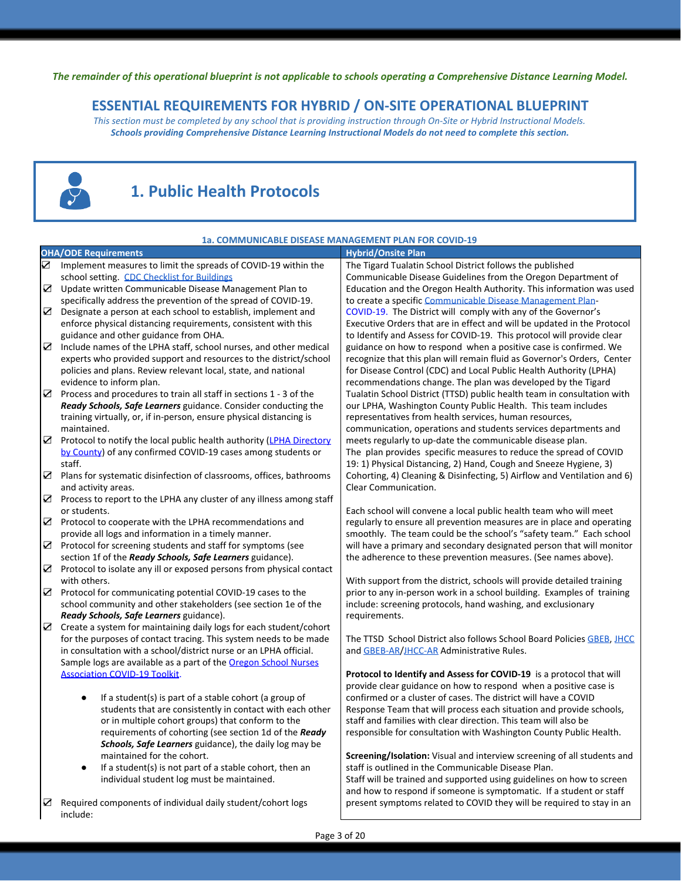*The remainder of this operational blueprint is not applicable to schools operating a Comprehensive Distance Learning Model.*

## ESSENTIAL REQUIREMENTS FOR HYBRID / ON-SITE OPERATIONAL BLUEPRINT

*This section must be completed by any school that is providing instruction through On-Site or Hybrid Instructional Models.*
***Schools providing Comprehensive Distance Learning Instructional Models do not need to complete this section.***

# 1. Public Health Protocols

**1a. COMMUNICABLE DISEASE MANAGEMENT PLAN FOR COVID-19**

| OHA/ODE Requirements | Hybrid/Onsite Plan |
|---|---|
| ☑ Implement measures to limit the spreads of COVID-19 within the school setting. CDC Checklist for Buildings<br>☑ Update written Communicable Disease Management Plan to specifically address the prevention of the spread of COVID-19.<br>☑ Designate a person at each school to establish, implement and enforce physical distancing requirements, consistent with this guidance and other guidance from OHA.<br>☑ Include names of the LPHA staff, school nurses, and other medical experts who provided support and resources to the district/school policies and plans. Review relevant local, state, and national evidence to inform plan.<br>☑ Process and procedures to train all staff in sections 1 - 3 of the ***Ready Schools, Safe Learners*** guidance. Consider conducting the training virtually, or, if in-person, ensure physical distancing is maintained.<br>☑ Protocol to notify the local public health authority (LPHA Directory by County) of any confirmed COVID-19 cases among students or staff.<br>☑ Plans for systematic disinfection of classrooms, offices, bathrooms and activity areas.<br>☑ Process to report to the LPHA any cluster of any illness among staff or students.<br>☑ Protocol to cooperate with the LPHA recommendations and provide all logs and information in a timely manner.<br>☑ Protocol for screening students and staff for symptoms (see section 1f of the ***Ready Schools, Safe Learners*** guidance).<br>☑ Protocol to isolate any ill or exposed persons from physical contact with others.<br>☑ Protocol for communicating potential COVID-19 cases to the school community and other stakeholders (see section 1e of the ***Ready Schools, Safe Learners*** guidance).<br>☑ Create a system for maintaining daily logs for each student/cohort for the purposes of contact tracing. This system needs to be made in consultation with a school/district nurse or an LPHA official. Sample logs are available as a part of the Oregon School Nurses Association COVID-19 Toolkit.<br>● If a student(s) is part of a stable cohort (a group of students that are consistently in contact with each other or in multiple cohort groups) that conform to the requirements of cohorting (see section 1d of the ***Ready Schools, Safe Learners*** guidance), the daily log may be maintained for the cohort.<br>● If a student(s) is not part of a stable cohort, then an individual student log must be maintained.<br>☑ Required components of individual daily student/cohort logs include: | The Tigard Tualatin School District follows the published Communicable Disease Guidelines from the Oregon Department of Education and the Oregon Health Authority. This information was used to create a specific Communicable Disease Management Plan-COVID-19. The District will comply with any of the Governor's Executive Orders that are in effect and will be updated in the Protocol to Identify and Assess for COVID-19. This protocol will provide clear guidance on how to respond when a positive case is confirmed. We recognize that this plan will remain fluid as Governor's Orders, Center for Disease Control (CDC) and Local Public Health Authority (LPHA) recommendations change. The plan was developed by the Tigard Tualatin School District (TTSD) public health team in consultation with our LPHA, Washington County Public Health. This team includes representatives from health services, human resources, communication, operations and students services departments and meets regularly to up-date the communicable disease plan. The plan provides specific measures to reduce the spread of COVID 19: 1) Physical Distancing, 2) Hand, Cough and Sneeze Hygiene, 3) Cohorting, 4) Cleaning & Disinfecting, 5) Airflow and Ventilation and 6) Clear Communication.<br><br>Each school will convene a local public health team who will meet regularly to ensure all prevention measures are in place and operating smoothly. The team could be the school's "safety team." Each school will have a primary and secondary designated person that will monitor the adherence to these prevention measures. (See names above).<br><br>With support from the district, schools will provide detailed training prior to any in-person work in a school building. Examples of training include: screening protocols, hand washing, and exclusionary requirements.<br><br>The TTSD School District also follows School Board Policies GBEB, JHCC and GBEB-AR/JHCC-AR Administrative Rules.<br><br>**Protocol to Identify and Assess for COVID-19** is a protocol that will provide clear guidance on how to respond when a positive case is confirmed or a cluster of cases. The district will have a COVID Response Team that will process each situation and provide schools, staff and families with clear direction. This team will also be responsible for consultation with Washington County Public Health.<br><br>**Screening/Isolation:** Visual and interview screening of all students and staff is outlined in the Communicable Disease Plan.<br>Staff will be trained and supported using guidelines on how to screen and how to respond if someone is symptomatic. If a student or staff present symptoms related to COVID they will be required to stay in an |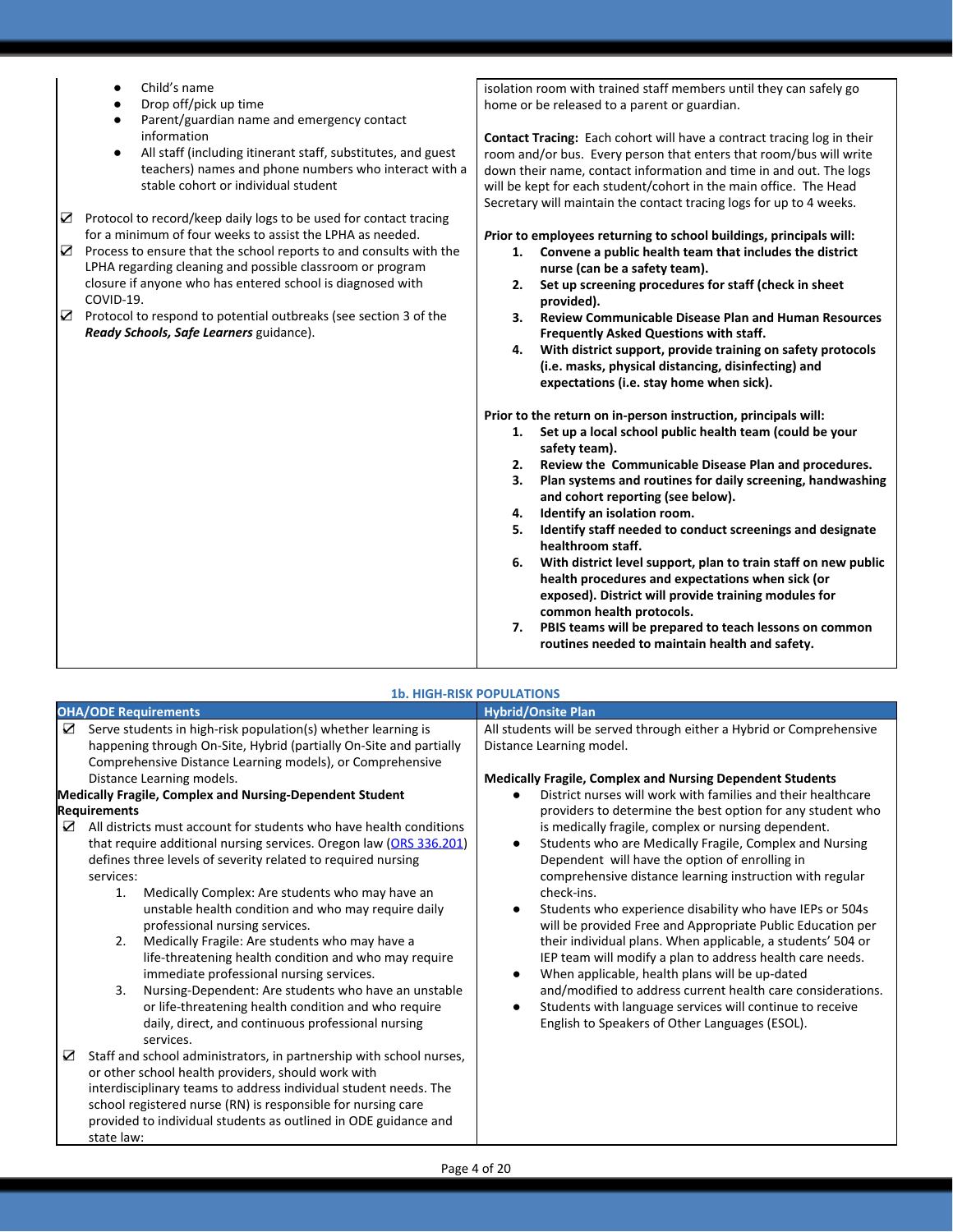| | |
|---|---|
| ● Child's name<br>● Drop off/pick up time<br>● Parent/guardian name and emergency contact information<br>● All staff (including itinerant staff, substitutes, and guest teachers) names and phone numbers who interact with a stable cohort or individual student<br><br>☑ Protocol to record/keep daily logs to be used for contact tracing for a minimum of four weeks to assist the LPHA as needed.<br>☑ Process to ensure that the school reports to and consults with the LPHA regarding cleaning and possible classroom or program closure if anyone who has entered school is diagnosed with COVID-19.<br>☑ Protocol to respond to potential outbreaks (see section 3 of the ***Ready Schools, Safe Learners*** guidance). | isolation room with trained staff members until they can safely go home or be released to a parent or guardian.<br><br>**Contact Tracing:** Each cohort will have a contract tracing log in their room and/or bus. Every person that enters that room/bus will write down their name, contact information and time in and out. The logs will be kept for each student/cohort in the main office. The Head Secretary will maintain the contact tracing logs for up to 4 weeks.<br><br>***P*rior to employees returning to school buildings, principals will:**<br>**1. Convene a public health team that includes the district nurse (can be a safety team).**<br>**2. Set up screening procedures for staff (check in sheet provided).**<br>**3. Review Communicable Disease Plan and Human Resources Frequently Asked Questions with staff.**<br>**4. With district support, provide training on safety protocols (i.e. masks, physical distancing, disinfecting) and expectations (i.e. stay home when sick).**<br><br>**Prior to the return on in-person instruction, principals will:**<br>**1. Set up a local school public health team (could be your safety team).**<br>**2. Review the Communicable Disease Plan and procedures.**<br>**3. Plan systems and routines for daily screening, handwashing and cohort reporting (see below).**<br>**4. Identify an isolation room.**<br>**5. Identify staff needed to conduct screenings and designate healthroom staff.**<br>**6. With district level support, plan to train staff on new public health procedures and expectations when sick (or exposed). District will provide training modules for common health protocols.**<br>**7. PBIS teams will be prepared to teach lessons on common routines needed to maintain health and safety.** |

**1b. HIGH-RISK POPULATIONS**

| OHA/ODE Requirements | Hybrid/Onsite Plan |
|---|---|
| ☑ Serve students in high-risk population(s) whether learning is happening through On-Site, Hybrid (partially On-Site and partially Comprehensive Distance Learning models), or Comprehensive Distance Learning models.<br>**Medically Fragile, Complex and Nursing-Dependent Student Requirements**<br>☑ All districts must account for students who have health conditions that require additional nursing services. Oregon law (ORS 336.201) defines three levels of severity related to required nursing services:<br>1. Medically Complex: Are students who may have an unstable health condition and who may require daily professional nursing services.<br>2. Medically Fragile: Are students who may have a life-threatening health condition and who may require immediate professional nursing services.<br>3. Nursing-Dependent: Are students who have an unstable or life-threatening health condition and who require daily, direct, and continuous professional nursing services.<br>☑ Staff and school administrators, in partnership with school nurses, or other school health providers, should work with interdisciplinary teams to address individual student needs. The school registered nurse (RN) is responsible for nursing care provided to individual students as outlined in ODE guidance and state law: | All students will be served through either a Hybrid or Comprehensive Distance Learning model.<br><br>**Medically Fragile, Complex and Nursing Dependent Students**<br>● District nurses will work with families and their healthcare providers to determine the best option for any student who is medically fragile, complex or nursing dependent.<br>● Students who are Medically Fragile, Complex and Nursing Dependent will have the option of enrolling in comprehensive distance learning instruction with regular check-ins.<br>● Students who experience disability who have IEPs or 504s will be provided Free and Appropriate Public Education per their individual plans. When applicable, a students' 504 or IEP team will modify a plan to address health care needs.<br>● When applicable, health plans will be up-dated and/modified to address current health care considerations.<br>● Students with language services will continue to receive English to Speakers of Other Languages (ESOL). |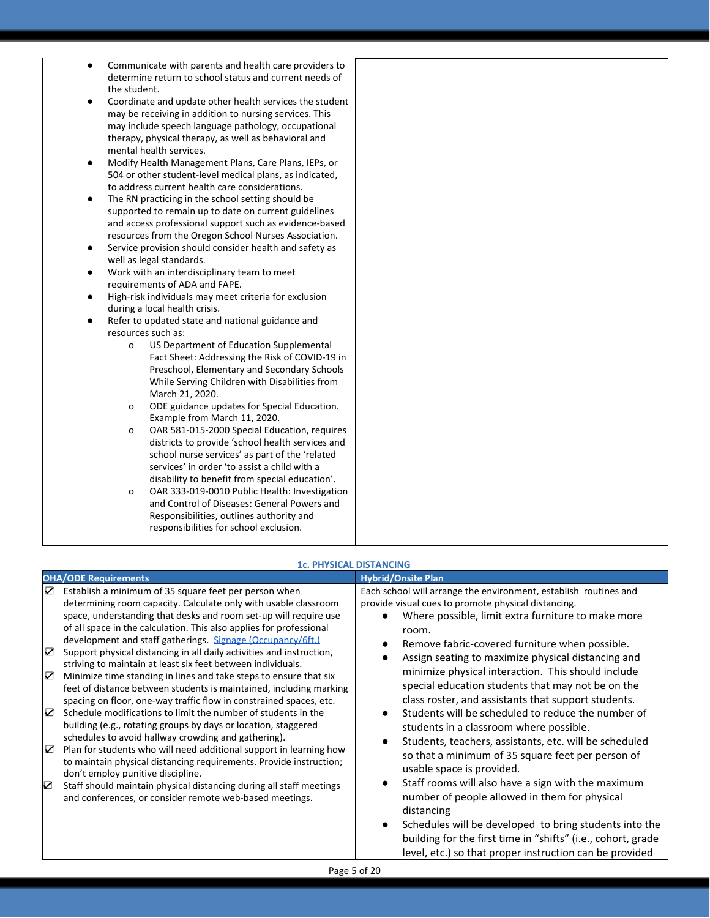| | |
|---|---|
| <ul><li>Communicate with parents and health care providers to determine return to school status and current needs of the student.</li><li>Coordinate and update other health services the student may be receiving in addition to nursing services. This may include speech language pathology, occupational therapy, physical therapy, as well as behavioral and mental health services.</li><li>Modify Health Management Plans, Care Plans, IEPs, or 504 or other student-level medical plans, as indicated, to address current health care considerations.</li><li>The RN practicing in the school setting should be supported to remain up to date on current guidelines and access professional support such as evidence-based resources from the Oregon School Nurses Association.</li><li>Service provision should consider health and safety as well as legal standards.</li><li>Work with an interdisciplinary team to meet requirements of ADA and FAPE.</li><li>High-risk individuals may meet criteria for exclusion during a local health crisis.</li><li>Refer to updated state and national guidance and resources such as:<ul><li>US Department of Education Supplemental Fact Sheet: Addressing the Risk of COVID-19 in Preschool, Elementary and Secondary Schools While Serving Children with Disabilities from March 21, 2020.</li><li>ODE guidance updates for Special Education. Example from March 11, 2020.</li><li>OAR 581-015-2000 Special Education, requires districts to provide 'school health services and school nurse services' as part of the 'related services' in order 'to assist a child with a disability to benefit from special education'.</li><li>OAR 333-019-0010 Public Health: Investigation and Control of Diseases: General Powers and Responsibilities, outlines authority and responsibilities for school exclusion.</li></ul></li></ul> | |

### 1c. PHYSICAL DISTANCING

| OHA/ODE Requirements | Hybrid/Onsite Plan |
|---|---|
| ☑ Establish a minimum of 35 square feet per person when determining room capacity. Calculate only with usable classroom space, understanding that desks and room set-up will require use of all space in the calculation. This also applies for professional development and staff gatherings. [Signage (Occupancy/6ft.)](#)<br>☑ Support physical distancing in all daily activities and instruction, striving to maintain at least six feet between individuals.<br>☑ Minimize time standing in lines and take steps to ensure that six feet of distance between students is maintained, including marking spacing on floor, one-way traffic flow in constrained spaces, etc.<br>☑ Schedule modifications to limit the number of students in the building (e.g., rotating groups by days or location, staggered schedules to avoid hallway crowding and gathering).<br>☑ Plan for students who will need additional support in learning how to maintain physical distancing requirements. Provide instruction; don't employ punitive discipline.<br>☑ Staff should maintain physical distancing during all staff meetings and conferences, or consider remote web-based meetings. | Each school will arrange the environment, establish routines and provide visual cues to promote physical distancing.<ul><li>Where possible, limit extra furniture to make more room.</li><li>Remove fabric-covered furniture when possible.</li><li>Assign seating to maximize physical distancing and minimize physical interaction. This should include special education students that may not be on the class roster, and assistants that support students.</li><li>Students will be scheduled to reduce the number of students in a classroom where possible.</li><li>Students, teachers, assistants, etc. will be scheduled so that a minimum of 35 square feet per person of usable space is provided.</li><li>Staff rooms will also have a sign with the maximum number of people allowed in them for physical distancing</li><li>Schedules will be developed to bring students into the building for the first time in "shifts" (i.e., cohort, grade level, etc.) so that proper instruction can be provided</li></ul> |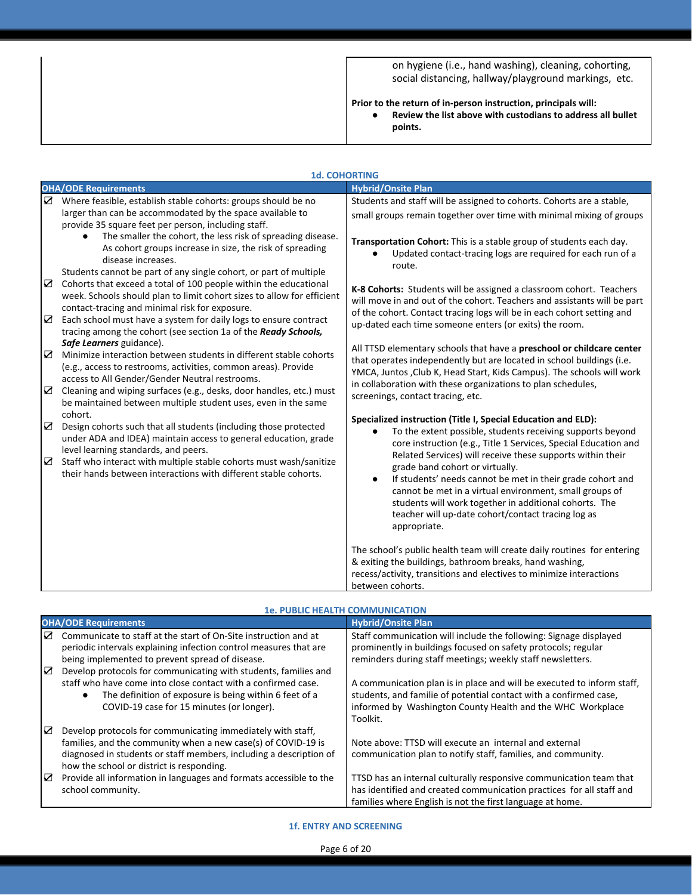| | |
|---|---|
| | on hygiene (i.e., hand washing), cleaning, cohorting, social distancing, hallway/playground markings, etc.<br><br>**Prior to the return of in-person instruction, principals will:**<br>• **Review the list above with custodians to address all bullet points.** |

### 1d. COHORTING

| OHA/ODE Requirements | Hybrid/Onsite Plan |
|---|---|
| ☑ Where feasible, establish stable cohorts: groups should be no larger than can be accommodated by the space available to provide 35 square feet per person, including staff.<br>• The smaller the cohort, the less risk of spreading disease. As cohort groups increase in size, the risk of spreading disease increases.<br>Students cannot be part of any single cohort, or part of multiple<br>☑ Cohorts that exceed a total of 100 people within the educational week. Schools should plan to limit cohort sizes to allow for efficient contact-tracing and minimal risk for exposure.<br>☑ Each school must have a system for daily logs to ensure contract tracing among the cohort (see section 1a of the ***Ready Schools, Safe Learners*** guidance).<br>☑ Minimize interaction between students in different stable cohorts (e.g., access to restrooms, activities, common areas). Provide access to All Gender/Gender Neutral restrooms.<br>☑ Cleaning and wiping surfaces (e.g., desks, door handles, etc.) must be maintained between multiple student uses, even in the same cohort.<br>☑ Design cohorts such that all students (including those protected under ADA and IDEA) maintain access to general education, grade level learning standards, and peers.<br>☑ Staff who interact with multiple stable cohorts must wash/sanitize their hands between interactions with different stable cohorts. | Students and staff will be assigned to cohorts. Cohorts are a stable, small groups remain together over time with minimal mixing of groups<br><br>**Transportation Cohort:** This is a stable group of students each day.<br>• Updated contact-tracing logs are required for each run of a route.<br><br>**K-8 Cohorts:** Students will be assigned a classroom cohort. Teachers will move in and out of the cohort. Teachers and assistants will be part of the cohort. Contact tracing logs will be in each cohort setting and up-dated each time someone enters (or exits) the room.<br><br>All TTSD elementary schools that have a **preschool or childcare center** that operates independently but are located in school buildings (i.e. YMCA, Juntos ,Club K, Head Start, Kids Campus). The schools will work in collaboration with these organizations to plan schedules, screenings, contact tracing, etc.<br><br>**Specialized instruction (Title I, Special Education and ELD):**<br>• To the extent possible, students receiving supports beyond core instruction (e.g., Title 1 Services, Special Education and Related Services) will receive these supports within their grade band cohort or virtually.<br>• If students' needs cannot be met in their grade cohort and cannot be met in a virtual environment, small groups of students will work together in additional cohorts. The teacher will up-date cohort/contact tracing log as appropriate.<br><br>The school's public health team will create daily routines for entering & exiting the buildings, bathroom breaks, hand washing, recess/activity, transitions and electives to minimize interactions between cohorts. |

### 1e. PUBLIC HEALTH COMMUNICATION

| OHA/ODE Requirements | Hybrid/Onsite Plan |
|---|---|
| ☑ Communicate to staff at the start of On-Site instruction and at periodic intervals explaining infection control measures that are being implemented to prevent spread of disease.<br>☑ Develop protocols for communicating with students, families and staff who have come into close contact with a confirmed case.<br>• The definition of exposure is being within 6 feet of a COVID-19 case for 15 minutes (or longer).<br><br>☑ Develop protocols for communicating immediately with staff, families, and the community when a new case(s) of COVID-19 is diagnosed in students or staff members, including a description of how the school or district is responding.<br>☑ Provide all information in languages and formats accessible to the school community. | Staff communication will include the following: Signage displayed prominently in buildings focused on safety protocols; regular reminders during staff meetings; weekly staff newsletters.<br><br>A communication plan is in place and will be executed to inform staff, students, and familie of potential contact with a confirmed case, informed by Washington County Health and the WHC Workplace Toolkit.<br><br>Note above: TTSD will execute an internal and external communication plan to notify staff, families, and community.<br><br>TTSD has an internal culturally responsive communication team that has identified and created communication practices for all staff and families where English is not the first language at home. |

### 1f. ENTRY AND SCREENING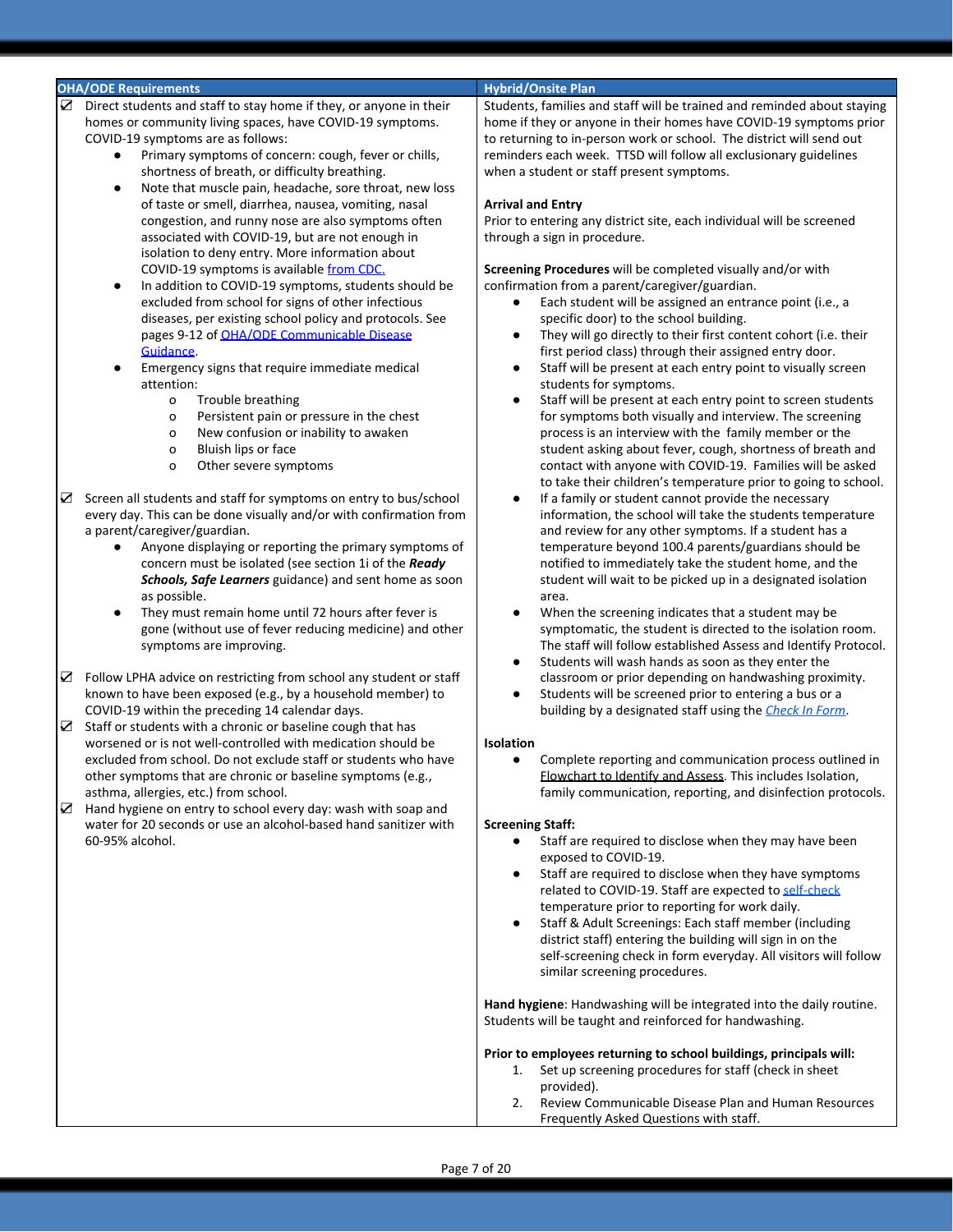| OHA/ODE Requirements | Hybrid/Onsite Plan |
|---|---|
| ☑ Direct students and staff to stay home if they, or anyone in their homes or community living spaces, have COVID-19 symptoms. COVID-19 symptoms are as follows:<br>● Primary symptoms of concern: cough, fever or chills, shortness of breath, or difficulty breathing.<br>● Note that muscle pain, headache, sore throat, new loss of taste or smell, diarrhea, nausea, vomiting, nasal congestion, and runny nose are also symptoms often associated with COVID-19, but are not enough in isolation to deny entry. More information about COVID-19 symptoms is available [from CDC.](#)<br>● In addition to COVID-19 symptoms, students should be excluded from school for signs of other infectious diseases, per existing school policy and protocols. See pages 9-12 of [OHA/ODE Communicable Disease Guidance](#).<br>● Emergency signs that require immediate medical attention:<br>o Trouble breathing<br>o Persistent pain or pressure in the chest<br>o New confusion or inability to awaken<br>o Bluish lips or face<br>o Other severe symptoms<br><br>☑ Screen all students and staff for symptoms on entry to bus/school every day. This can be done visually and/or with confirmation from a parent/caregiver/guardian.<br>● Anyone displaying or reporting the primary symptoms of concern must be isolated (see section 1i of the ***Ready Schools, Safe Learners*** guidance) and sent home as soon as possible.<br>● They must remain home until 72 hours after fever is gone (without use of fever reducing medicine) and other symptoms are improving.<br><br>☑ Follow LPHA advice on restricting from school any student or staff known to have been exposed (e.g., by a household member) to COVID-19 within the preceding 14 calendar days.<br>☑ Staff or students with a chronic or baseline cough that has worsened or is not well-controlled with medication should be excluded from school. Do not exclude staff or students who have other symptoms that are chronic or baseline symptoms (e.g., asthma, allergies, etc.) from school.<br>☑ Hand hygiene on entry to school every day: wash with soap and water for 20 seconds or use an alcohol-based hand sanitizer with 60-95% alcohol. | Students, families and staff will be trained and reminded about staying home if they or anyone in their homes have COVID-19 symptoms prior to returning to in-person work or school. The district will send out reminders each week. TTSD will follow all exclusionary guidelines when a student or staff present symptoms.<br><br>**Arrival and Entry**<br>Prior to entering any district site, each individual will be screened through a sign in procedure.<br><br>**Screening Procedures** will be completed visually and/or with confirmation from a parent/caregiver/guardian.<br>● Each student will be assigned an entrance point (i.e., a specific door) to the school building.<br>● They will go directly to their first content cohort (i.e. their first period class) through their assigned entry door.<br>● Staff will be present at each entry point to visually screen students for symptoms.<br>● Staff will be present at each entry point to screen students for symptoms both visually and interview. The screening process is an interview with the family member or the student asking about fever, cough, shortness of breath and contact with anyone with COVID-19. Families will be asked to take their children's temperature prior to going to school.<br>● If a family or student cannot provide the necessary information, the school will take the students temperature and review for any other symptoms. If a student has a temperature beyond 100.4 parents/guardians should be notified to immediately take the student home, and the student will wait to be picked up in a designated isolation area.<br>● When the screening indicates that a student may be symptomatic, the student is directed to the isolation room. The staff will follow established Assess and Identify Protocol.<br>● Students will wash hands as soon as they enter the classroom or prior depending on handwashing proximity.<br>● Students will be screened prior to entering a bus or a building by a designated staff using the *[Check In Form](#)*.<br><br>**Isolation**<br>● Complete reporting and communication process outlined in [Flowchart to Identify and Assess](#). This includes Isolation, family communication, reporting, and disinfection protocols.<br><br>**Screening Staff:**<br>● Staff are required to disclose when they may have been exposed to COVID-19.<br>● Staff are required to disclose when they have symptoms related to COVID-19. Staff are expected to [self-check](#) temperature prior to reporting for work daily.<br>● Staff & Adult Screenings: Each staff member (including district staff) entering the building will sign in on the self-screening check in form everyday. All visitors will follow similar screening procedures.<br><br>**Hand hygiene**: Handwashing will be integrated into the daily routine. Students will be taught and reinforced for handwashing.<br><br>**Prior to employees returning to school buildings, principals will:**<br>1. Set up screening procedures for staff (check in sheet provided).<br>2. Review Communicable Disease Plan and Human Resources Frequently Asked Questions with staff. |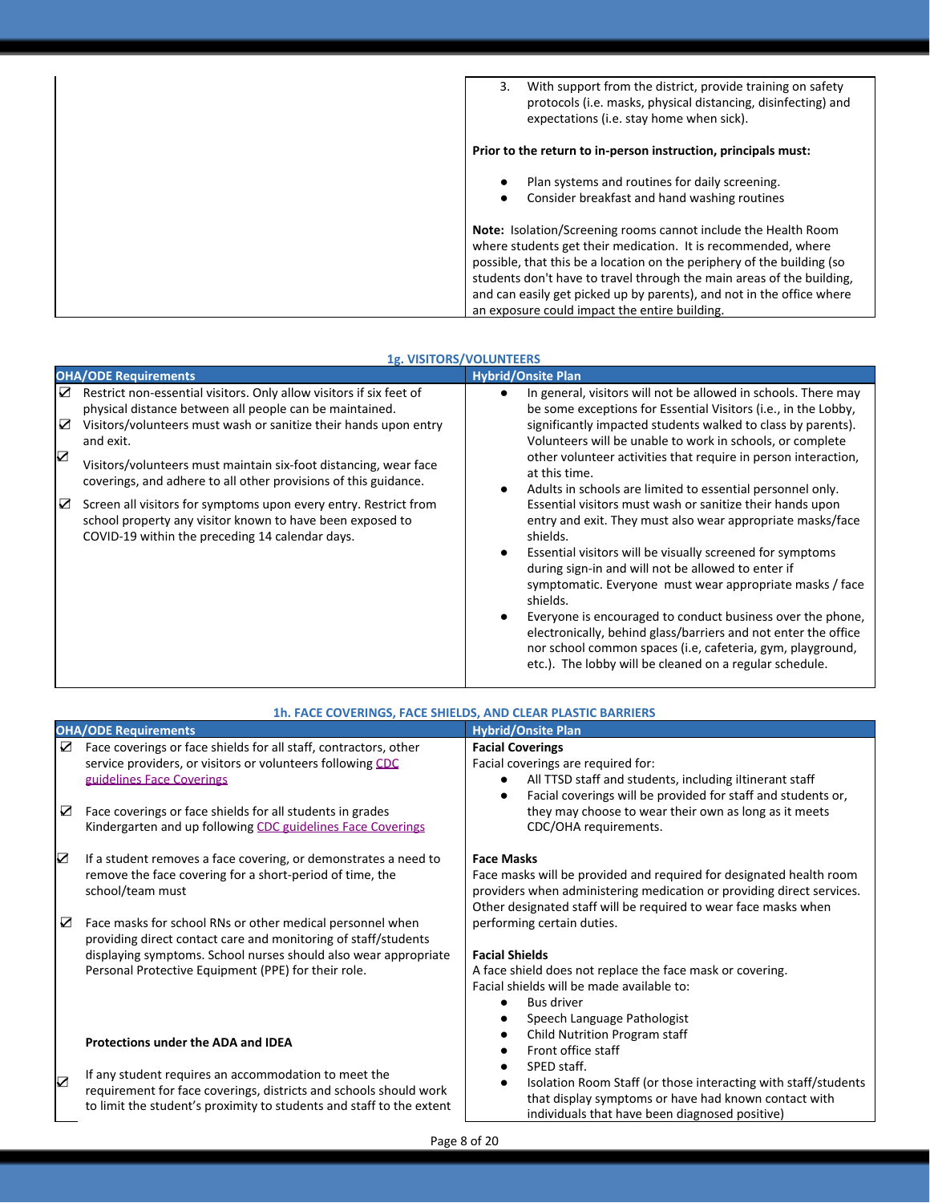| | |
|---|---|
| | 3. With support from the district, provide training on safety protocols (i.e. masks, physical distancing, disinfecting) and expectations (i.e. stay home when sick).<br><br>**Prior to the return to in-person instruction, principals must:**<br><br>● Plan systems and routines for daily screening.<br>● Consider breakfast and hand washing routines<br><br>**Note:** Isolation/Screening rooms cannot include the Health Room where students get their medication. It is recommended, where possible, that this be a location on the periphery of the building (so students don't have to travel through the main areas of the building, and can easily get picked up by parents), and not in the office where an exposure could impact the entire building. |

### 1g. VISITORS/VOLUNTEERS

| OHA/ODE Requirements | Hybrid/Onsite Plan |
|---|---|
| ☑ Restrict non-essential visitors. Only allow visitors if six feet of physical distance between all people can be maintained.<br>☑ Visitors/volunteers must wash or sanitize their hands upon entry and exit.<br>☑ Visitors/volunteers must maintain six-foot distancing, wear face coverings, and adhere to all other provisions of this guidance.<br>☑ Screen all visitors for symptoms upon every entry. Restrict from school property any visitor known to have been exposed to COVID-19 within the preceding 14 calendar days. | ● In general, visitors will not be allowed in schools. There may be some exceptions for Essential Visitors (i.e., in the Lobby, significantly impacted students walked to class by parents). Volunteers will be unable to work in schools, or complete other volunteer activities that require in person interaction, at this time.<br>● Adults in schools are limited to essential personnel only. Essential visitors must wash or sanitize their hands upon entry and exit. They must also wear appropriate masks/face shields.<br>● Essential visitors will be visually screened for symptoms during sign-in and will not be allowed to enter if symptomatic. Everyone must wear appropriate masks / face shields.<br>● Everyone is encouraged to conduct business over the phone, electronically, behind glass/barriers and not enter the office nor school common spaces (i.e, cafeteria, gym, playground, etc.). The lobby will be cleaned on a regular schedule. |

### 1h. FACE COVERINGS, FACE SHIELDS, AND CLEAR PLASTIC BARRIERS

| OHA/ODE Requirements | Hybrid/Onsite Plan |
|---|---|
| ☑ Face coverings or face shields for all staff, contractors, other service providers, or visitors or volunteers following [CDC guidelines Face Coverings](CDC guidelines Face Coverings)<br><br>☑ Face coverings or face shields for all students in grades Kindergarten and up following [CDC guidelines Face Coverings](CDC guidelines Face Coverings)<br><br>☑ If a student removes a face covering, or demonstrates a need to remove the face covering for a short-period of time, the school/team must<br><br>☑ Face masks for school RNs or other medical personnel when providing direct contact care and monitoring of staff/students displaying symptoms. School nurses should also wear appropriate Personal Protective Equipment (PPE) for their role.<br><br>**Protections under the ADA and IDEA**<br><br>☑ If any student requires an accommodation to meet the requirement for face coverings, districts and schools should work to limit the student's proximity to students and staff to the extent | **Facial Coverings**<br>Facial coverings are required for:<br>● All TTSD staff and students, including iItinerant staff<br>● Facial coverings will be provided for staff and students or, they may choose to wear their own as long as it meets CDC/OHA requirements.<br><br>**Face Masks**<br>Face masks will be provided and required for designated health room providers when administering medication or providing direct services. Other designated staff will be required to wear face masks when performing certain duties.<br><br>**Facial Shields**<br>A face shield does not replace the face mask or covering.<br>Facial shields will be made available to:<br>● Bus driver<br>● Speech Language Pathologist<br>● Child Nutrition Program staff<br>● Front office staff<br>● SPED staff.<br>● Isolation Room Staff (or those interacting with staff/students that display symptoms or have had known contact with individuals that have been diagnosed positive) |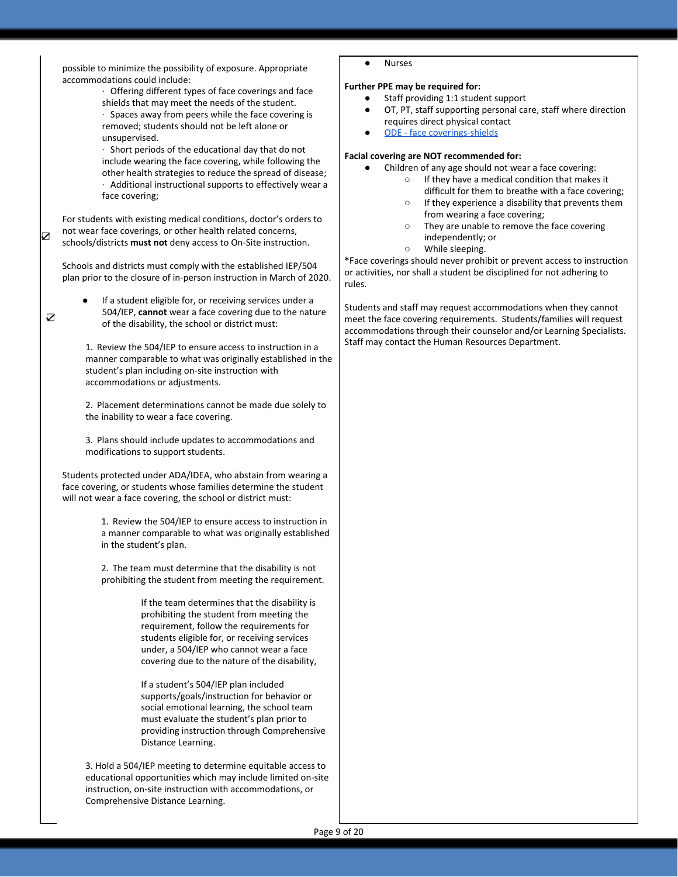possible to minimize the possibility of exposure. Appropriate accommodations could include:

- Offering different types of face coverings and face shields that may meet the needs of the student.
- Spaces away from peers while the face covering is removed; students should not be left alone or unsupervised.
- Short periods of the educational day that do not include wearing the face covering, while following the other health strategies to reduce the spread of disease;
- Additional instructional supports to effectively wear a face covering;

☑ For students with existing medical conditions, doctor's orders to not wear face coverings, or other health related concerns, schools/districts **must not** deny access to On-Site instruction.

Schools and districts must comply with the established IEP/504 plan prior to the closure of in-person instruction in March of 2020.

☑
- If a student eligible for, or receiving services under a 504/IEP, **cannot** wear a face covering due to the nature of the disability, the school or district must:

  1. Review the 504/IEP to ensure access to instruction in a manner comparable to what was originally established in the student's plan including on-site instruction with accommodations or adjustments.

  2. Placement determinations cannot be made due solely to the inability to wear a face covering.

  3. Plans should include updates to accommodations and modifications to support students.

Students protected under ADA/IDEA, who abstain from wearing a face covering, or students whose families determine the student will not wear a face covering, the school or district must:

1. Review the 504/IEP to ensure access to instruction in a manner comparable to what was originally established in the student's plan.

2. The team must determine that the disability is not prohibiting the student from meeting the requirement.

   If the team determines that the disability is prohibiting the student from meeting the requirement, follow the requirements for students eligible for, or receiving services under, a 504/IEP who cannot wear a face covering due to the nature of the disability,

   If a student's 504/IEP plan included supports/goals/instruction for behavior or social emotional learning, the school team must evaluate the student's plan prior to providing instruction through Comprehensive Distance Learning.

3. Hold a 504/IEP meeting to determine equitable access to educational opportunities which may include limited on-site instruction, on-site instruction with accommodations, or Comprehensive Distance Learning.

- Nurses

**Further PPE may be required for:**

- Staff providing 1:1 student support
- OT, PT, staff supporting personal care, staff where direction requires direct physical contact
- ODE - face coverings-shields

**Facial covering are NOT recommended for:**

- Children of any age should not wear a face covering:
  - If they have a medical condition that makes it difficult for them to breathe with a face covering;
  - If they experience a disability that prevents them from wearing a face covering;
  - They are unable to remove the face covering independently; or
  - While sleeping.

*Face coverings should never prohibit or prevent access to instruction or activities, nor shall a student be disciplined for not adhering to rules.

Students and staff may request accommodations when they cannot meet the face covering requirements. Students/families will request accommodations through their counselor and/or Learning Specialists. Staff may contact the Human Resources Department.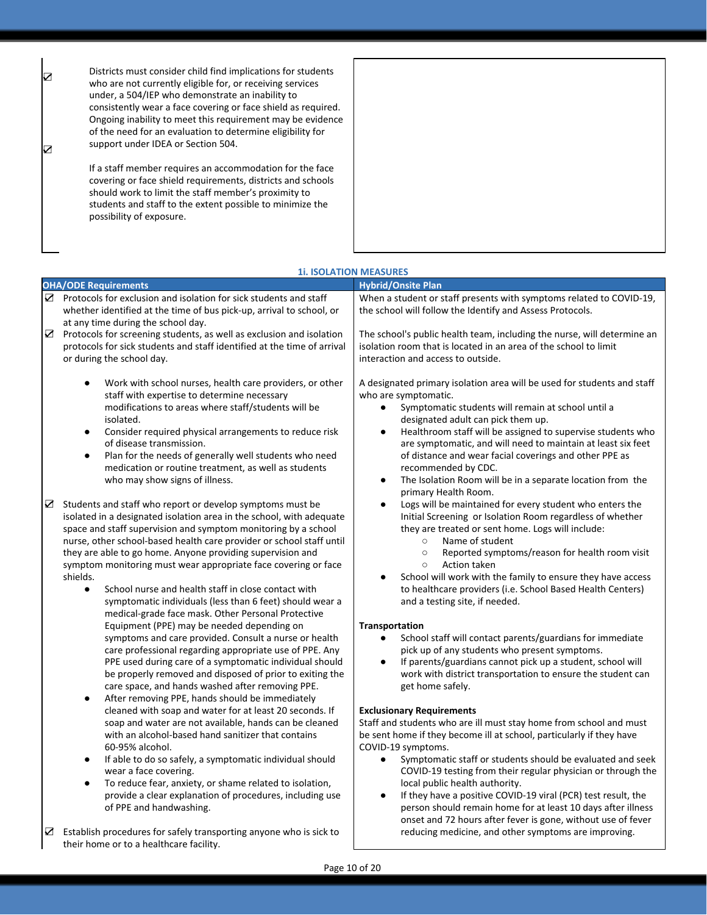| | |
|---|---|
| ☑ Districts must consider child find implications for students who are not currently eligible for, or receiving services under, a 504/IEP who demonstrate an inability to consistently wear a face covering or face shield as required. Ongoing inability to meet this requirement may be evidence of the need for an evaluation to determine eligibility for support under IDEA or Section 504.<br><br>☑ If a staff member requires an accommodation for the face covering or face shield requirements, districts and schools should work to limit the staff member's proximity to students and staff to the extent possible to minimize the possibility of exposure. | |

## 1i. ISOLATION MEASURES

| OHA/ODE Requirements | Hybrid/Onsite Plan |
|---|---|
| ☑ Protocols for exclusion and isolation for sick students and staff whether identified at the time of bus pick-up, arrival to school, or at any time during the school day.<br>☑ Protocols for screening students, as well as exclusion and isolation protocols for sick students and staff identified at the time of arrival or during the school day.<br>● Work with school nurses, health care providers, or other staff with expertise to determine necessary modifications to areas where staff/students will be isolated.<br>● Consider required physical arrangements to reduce risk of disease transmission.<br>● Plan for the needs of generally well students who need medication or routine treatment, as well as students who may show signs of illness.<br><br>☑ Students and staff who report or develop symptoms must be isolated in a designated isolation area in the school, with adequate space and staff supervision and symptom monitoring by a school nurse, other school-based health care provider or school staff until they are able to go home. Anyone providing supervision and symptom monitoring must wear appropriate face covering or face shields.<br>● School nurse and health staff in close contact with symptomatic individuals (less than 6 feet) should wear a medical-grade face mask. Other Personal Protective Equipment (PPE) may be needed depending on symptoms and care provided. Consult a nurse or health care professional regarding appropriate use of PPE. Any PPE used during care of a symptomatic individual should be properly removed and disposed of prior to exiting the care space, and hands washed after removing PPE.<br>● After removing PPE, hands should be immediately cleaned with soap and water for at least 20 seconds. If soap and water are not available, hands can be cleaned with an alcohol-based hand sanitizer that contains 60-95% alcohol.<br>● If able to do so safely, a symptomatic individual should wear a face covering.<br>● To reduce fear, anxiety, or shame related to isolation, provide a clear explanation of procedures, including use of PPE and handwashing.<br><br>☑ Establish procedures for safely transporting anyone who is sick to their home or to a healthcare facility. | When a student or staff presents with symptoms related to COVID-19, the school will follow the Identify and Assess Protocols.<br><br>The school's public health team, including the nurse, will determine an isolation room that is located in an area of the school to limit interaction and access to outside.<br><br>A designated primary isolation area will be used for students and staff who are symptomatic.<br>● Symptomatic students will remain at school until a designated adult can pick them up.<br>● Healthroom staff will be assigned to supervise students who are symptomatic, and will need to maintain at least six feet of distance and wear facial coverings and other PPE as recommended by CDC.<br>● The Isolation Room will be in a separate location from the primary Health Room.<br>● Logs will be maintained for every student who enters the Initial Screening or Isolation Room regardless of whether they are treated or sent home. Logs will include:<br>○ Name of student<br>○ Reported symptoms/reason for health room visit<br>○ Action taken<br>● School will work with the family to ensure they have access to healthcare providers (i.e. School Based Health Centers) and a testing site, if needed.<br><br>**Transportation**<br>● School staff will contact parents/guardians for immediate pick up of any students who present symptoms.<br>● If parents/guardians cannot pick up a student, school will work with district transportation to ensure the student can get home safely.<br><br>**Exclusionary Requirements**<br>Staff and students who are ill must stay home from school and must be sent home if they become ill at school, particularly if they have COVID-19 symptoms.<br>● Symptomatic staff or students should be evaluated and seek COVID-19 testing from their regular physician or through the local public health authority.<br>● If they have a positive COVID-19 viral (PCR) test result, the person should remain home for at least 10 days after illness onset and 72 hours after fever is gone, without use of fever reducing medicine, and other symptoms are improving. |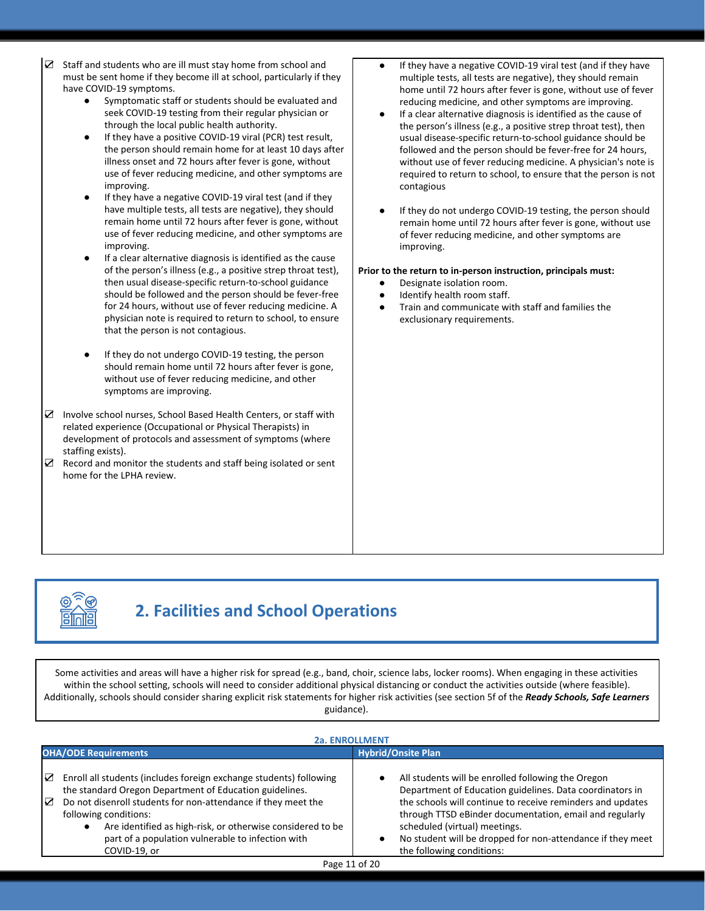| | |
|---|---|
| ☑ Staff and students who are ill must stay home from school and must be sent home if they become ill at school, particularly if they have COVID-19 symptoms.<br>• Symptomatic staff or students should be evaluated and seek COVID-19 testing from their regular physician or through the local public health authority.<br>• If they have a positive COVID-19 viral (PCR) test result, the person should remain home for at least 10 days after illness onset and 72 hours after fever is gone, without use of fever reducing medicine, and other symptoms are improving.<br>• If they have a negative COVID-19 viral test (and if they have multiple tests, all tests are negative), they should remain home until 72 hours after fever is gone, without use of fever reducing medicine, and other symptoms are improving.<br>• If a clear alternative diagnosis is identified as the cause of the person's illness (e.g., a positive strep throat test), then usual disease-specific return-to-school guidance should be followed and the person should be fever-free for 24 hours, without use of fever reducing medicine. A physician note is required to return to school, to ensure that the person is not contagious.<br>• If they do not undergo COVID-19 testing, the person should remain home until 72 hours after fever is gone, without use of fever reducing medicine, and other symptoms are improving.<br><br>☑ Involve school nurses, School Based Health Centers, or staff with related experience (Occupational or Physical Therapists) in development of protocols and assessment of symptoms (where staffing exists).<br>☑ Record and monitor the students and staff being isolated or sent home for the LPHA review. | • If they have a negative COVID-19 viral test (and if they have multiple tests, all tests are negative), they should remain home until 72 hours after fever is gone, without use of fever reducing medicine, and other symptoms are improving.<br>• If a clear alternative diagnosis is identified as the cause of the person's illness (e.g., a positive strep throat test), then usual disease-specific return-to-school guidance should be followed and the person should be fever-free for 24 hours, without use of fever reducing medicine. A physician's note is required to return to school, to ensure that the person is not contagious<br>• If they do not undergo COVID-19 testing, the person should remain home until 72 hours after fever is gone, without use of fever reducing medicine, and other symptoms are improving.<br><br>**Prior to the return to in-person instruction, principals must:**<br>• Designate isolation room.<br>• Identify health room staff.<br>• Train and communicate with staff and families the exclusionary requirements. |

## 2. Facilities and School Operations

Some activities and areas will have a higher risk for spread (e.g., band, choir, science labs, locker rooms). When engaging in these activities within the school setting, schools will need to consider additional physical distancing or conduct the activities outside (where feasible). Additionally, schools should consider sharing explicit risk statements for higher risk activities (see section 5f of the ***Ready Schools, Safe Learners*** guidance).

### 2a. ENROLLMENT

| OHA/ODE Requirements | Hybrid/Onsite Plan |
|---|---|
| ☑ Enroll all students (includes foreign exchange students) following the standard Oregon Department of Education guidelines.<br>☑ Do not disenroll students for non-attendance if they meet the following conditions:<br>• Are identified as high-risk, or otherwise considered to be part of a population vulnerable to infection with COVID-19, or | • All students will be enrolled following the Oregon Department of Education guidelines. Data coordinators in the schools will continue to receive reminders and updates through TTSD eBinder documentation, email and regularly scheduled (virtual) meetings.<br>• No student will be dropped for non-attendance if they meet the following conditions: |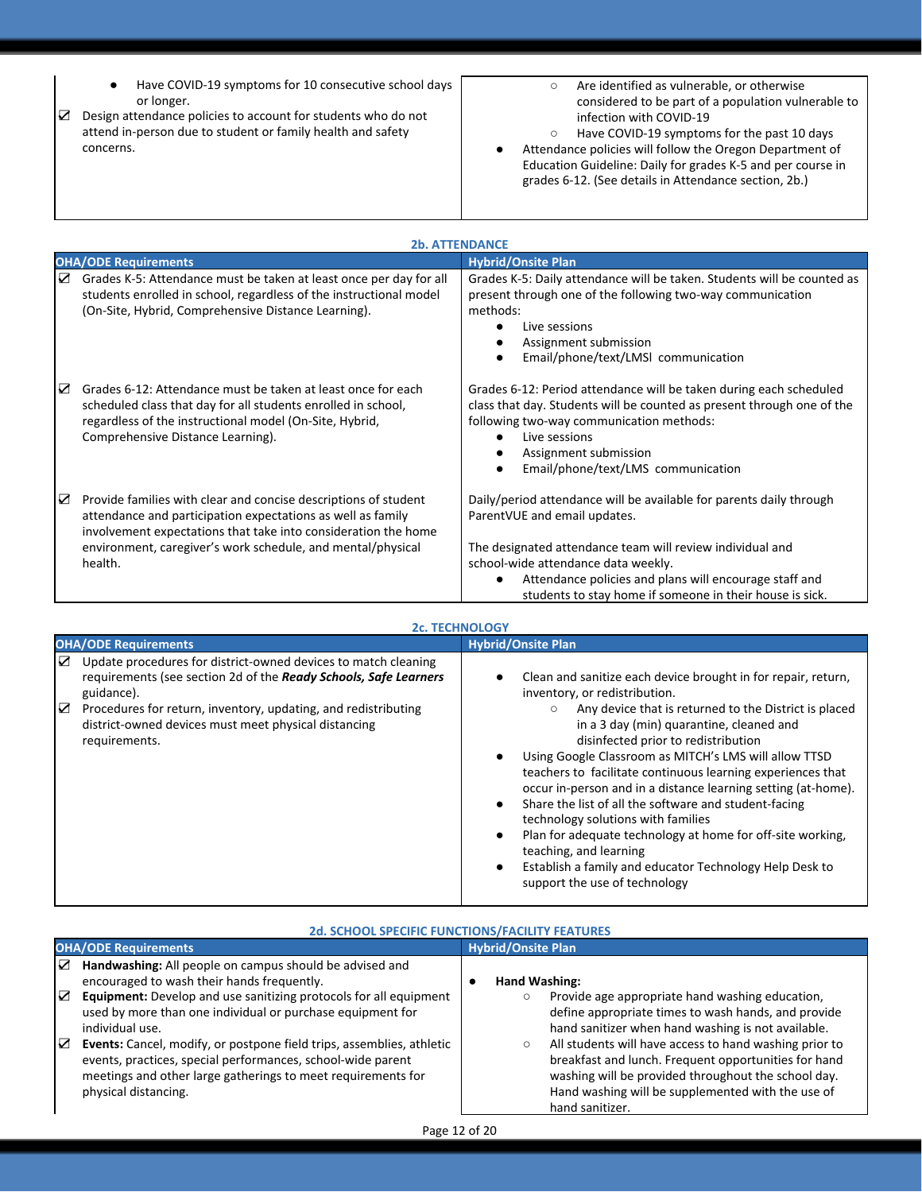| | |
|---|---|
| ● Have COVID-19 symptoms for 10 consecutive school days or longer.<br>☑ Design attendance policies to account for students who do not attend in-person due to student or family health and safety concerns. | ○ Are identified as vulnerable, or otherwise considered to be part of a population vulnerable to infection with COVID-19<br>○ Have COVID-19 symptoms for the past 10 days<br>● Attendance policies will follow the Oregon Department of Education Guideline: Daily for grades K-5 and per course in grades 6-12. (See details in Attendance section, 2b.) |

**2b. ATTENDANCE**

| OHA/ODE Requirements | Hybrid/Onsite Plan |
|---|---|
| ☑ Grades K-5: Attendance must be taken at least once per day for all students enrolled in school, regardless of the instructional model (On-Site, Hybrid, Comprehensive Distance Learning). | Grades K-5: Daily attendance will be taken. Students will be counted as present through one of the following two-way communication methods:<br>● Live sessions<br>● Assignment submission<br>● Email/phone/text/LMSl communication |
| ☑ Grades 6-12: Attendance must be taken at least once for each scheduled class that day for all students enrolled in school, regardless of the instructional model (On-Site, Hybrid, Comprehensive Distance Learning). | Grades 6-12: Period attendance will be taken during each scheduled class that day. Students will be counted as present through one of the following two-way communication methods:<br>● Live sessions<br>● Assignment submission<br>● Email/phone/text/LMS communication |
| ☑ Provide families with clear and concise descriptions of student attendance and participation expectations as well as family involvement expectations that take into consideration the home environment, caregiver's work schedule, and mental/physical health. | Daily/period attendance will be available for parents daily through ParentVUE and email updates.<br><br>The designated attendance team will review individual and school-wide attendance data weekly.<br>● Attendance policies and plans will encourage staff and students to stay home if someone in their house is sick. |

**2c. TECHNOLOGY**

| OHA/ODE Requirements | Hybrid/Onsite Plan |
|---|---|
| ☑ Update procedures for district-owned devices to match cleaning requirements (see section 2d of the ***Ready Schools, Safe Learners*** guidance).<br>☑ Procedures for return, inventory, updating, and redistributing district-owned devices must meet physical distancing requirements. | ● Clean and sanitize each device brought in for repair, return, inventory, or redistribution.<br>○ Any device that is returned to the District is placed in a 3 day (min) quarantine, cleaned and disinfected prior to redistribution<br>● Using Google Classroom as MITCH's LMS will allow TTSD teachers to facilitate continuous learning experiences that occur in-person and in a distance learning setting (at-home).<br>● Share the list of all the software and student-facing technology solutions with families<br>● Plan for adequate technology at home for off-site working, teaching, and learning<br>● Establish a family and educator Technology Help Desk to support the use of technology |

**2d. SCHOOL SPECIFIC FUNCTIONS/FACILITY FEATURES**

| OHA/ODE Requirements | Hybrid/Onsite Plan |
|---|---|
| ☑ **Handwashing:** All people on campus should be advised and encouraged to wash their hands frequently.<br>☑ **Equipment:** Develop and use sanitizing protocols for all equipment used by more than one individual or purchase equipment for individual use.<br>☑ **Events:** Cancel, modify, or postpone field trips, assemblies, athletic events, practices, special performances, school-wide parent meetings and other large gatherings to meet requirements for physical distancing. | ● **Hand Washing:**<br>○ Provide age appropriate hand washing education, define appropriate times to wash hands, and provide hand sanitizer when hand washing is not available.<br>○ All students will have access to hand washing prior to breakfast and lunch. Frequent opportunities for hand washing will be provided throughout the school day. Hand washing will be supplemented with the use of hand sanitizer. |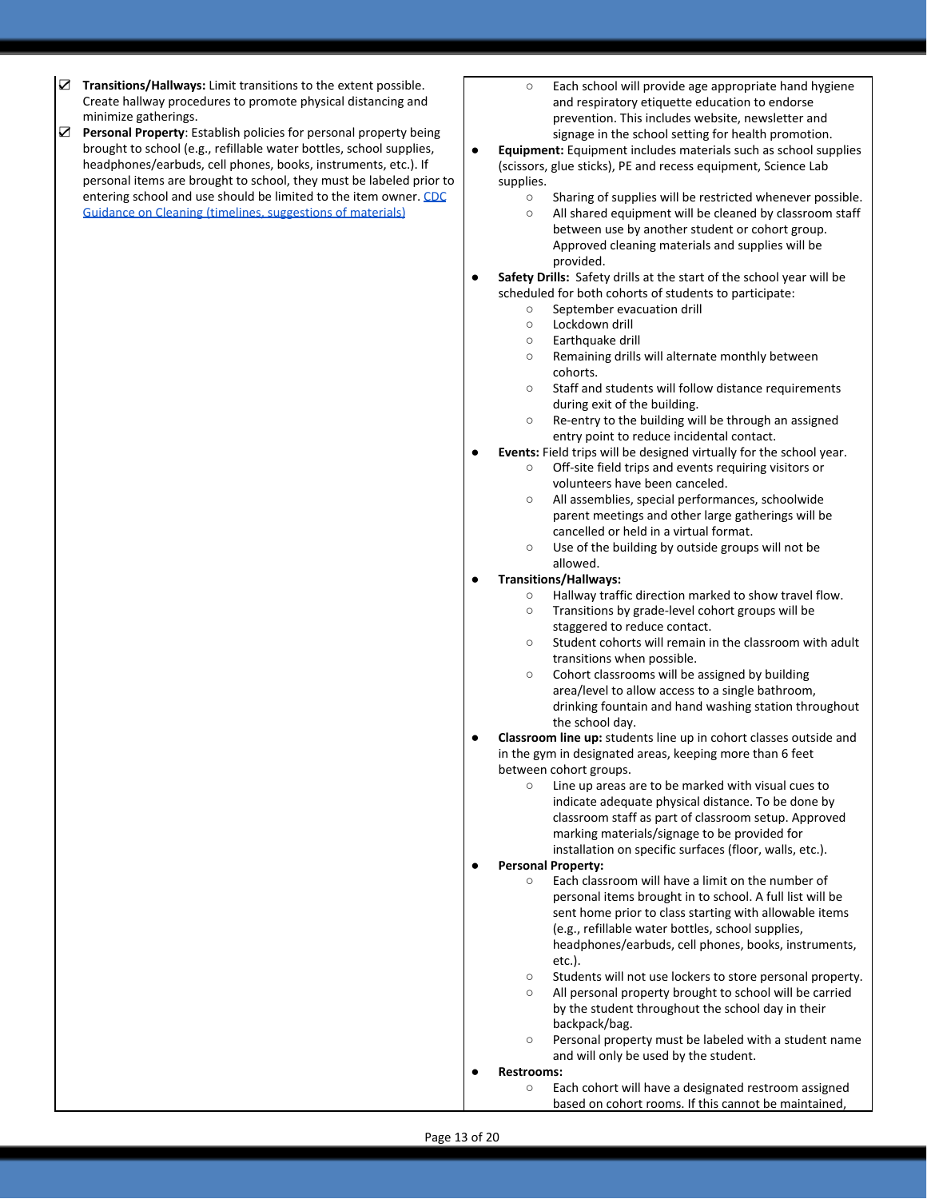- ☑ **Transitions/Hallways:** Limit transitions to the extent possible. Create hallway procedures to promote physical distancing and minimize gatherings.
- ☑ **Personal Property**: Establish policies for personal property being brought to school (e.g., refillable water bottles, school supplies, headphones/earbuds, cell phones, books, instruments, etc.). If personal items are brought to school, they must be labeled prior to entering school and use should be limited to the item owner. [CDC Guidance on Cleaning (timelines, suggestions of materials)](#)

  - Each school will provide age appropriate hand hygiene and respiratory etiquette education to endorse prevention. This includes website, newsletter and signage in the school setting for health promotion.
- **Equipment:** Equipment includes materials such as school supplies (scissors, glue sticks), PE and recess equipment, Science Lab supplies.
  - Sharing of supplies will be restricted whenever possible.
  - All shared equipment will be cleaned by classroom staff between use by another student or cohort group. Approved cleaning materials and supplies will be provided.
- **Safety Drills:** Safety drills at the start of the school year will be scheduled for both cohorts of students to participate:
  - September evacuation drill
  - Lockdown drill
  - Earthquake drill
  - Remaining drills will alternate monthly between cohorts.
  - Staff and students will follow distance requirements during exit of the building.
  - Re-entry to the building will be through an assigned entry point to reduce incidental contact.
- **Events:** Field trips will be designed virtually for the school year.
  - Off-site field trips and events requiring visitors or volunteers have been canceled.
  - All assemblies, special performances, schoolwide parent meetings and other large gatherings will be cancelled or held in a virtual format.
  - Use of the building by outside groups will not be allowed.
- **Transitions/Hallways:**
  - Hallway traffic direction marked to show travel flow.
  - Transitions by grade-level cohort groups will be staggered to reduce contact.
  - Student cohorts will remain in the classroom with adult transitions when possible.
  - Cohort classrooms will be assigned by building area/level to allow access to a single bathroom, drinking fountain and hand washing station throughout the school day.
- **Classroom line up:** students line up in cohort classes outside and in the gym in designated areas, keeping more than 6 feet between cohort groups.
  - Line up areas are to be marked with visual cues to indicate adequate physical distance. To be done by classroom staff as part of classroom setup. Approved marking materials/signage to be provided for installation on specific surfaces (floor, walls, etc.).
- **Personal Property:**
  - Each classroom will have a limit on the number of personal items brought in to school. A full list will be sent home prior to class starting with allowable items (e.g., refillable water bottles, school supplies, headphones/earbuds, cell phones, books, instruments, etc.).
  - Students will not use lockers to store personal property.
  - All personal property brought to school will be carried by the student throughout the school day in their backpack/bag.
  - Personal property must be labeled with a student name and will only be used by the student.
- **Restrooms:**
  - Each cohort will have a designated restroom assigned based on cohort rooms. If this cannot be maintained,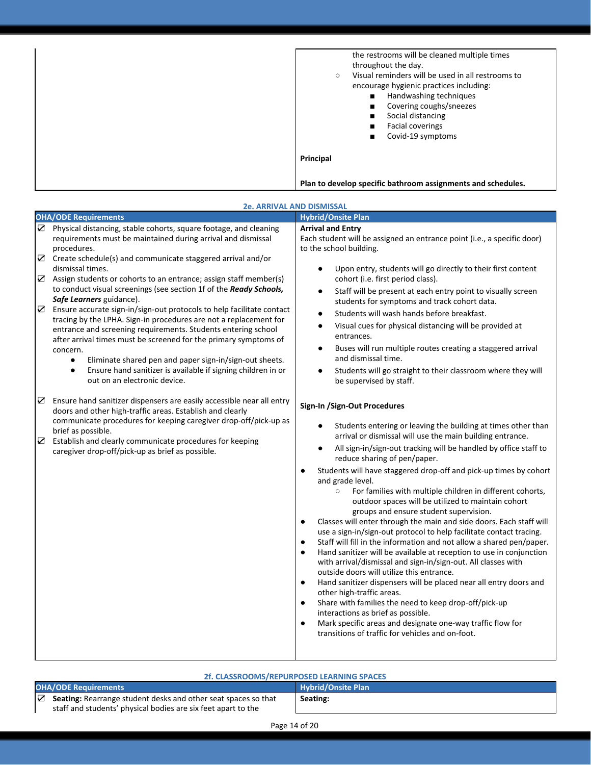| | |
|---|---|
| | ○ the restrooms will be cleaned multiple times throughout the day.<br>○ Visual reminders will be used in all restrooms to encourage hygienic practices including:<br>■ Handwashing techniques<br>■ Covering coughs/sneezes<br>■ Social distancing<br>■ Facial coverings<br>■ Covid-19 symptoms<br><br>**Principal**<br><br>**Plan to develop specific bathroom assignments and schedules.** |

### 2e. ARRIVAL AND DISMISSAL

| OHA/ODE Requirements | Hybrid/Onsite Plan |
|---|---|
| ☑ Physical distancing, stable cohorts, square footage, and cleaning requirements must be maintained during arrival and dismissal procedures.<br>☑ Create schedule(s) and communicate staggered arrival and/or dismissal times.<br>☑ Assign students or cohorts to an entrance; assign staff member(s) to conduct visual screenings (see section 1f of the ***Ready Schools, Safe Learners*** guidance).<br>☑ Ensure accurate sign-in/sign-out protocols to help facilitate contact tracing by the LPHA. Sign-in procedures are not a replacement for entrance and screening requirements. Students entering school after arrival times must be screened for the primary symptoms of concern.<br>● Eliminate shared pen and paper sign-in/sign-out sheets.<br>● Ensure hand sanitizer is available if signing children in or out on an electronic device.<br><br>☑ Ensure hand sanitizer dispensers are easily accessible near all entry doors and other high-traffic areas. Establish and clearly communicate procedures for keeping caregiver drop-off/pick-up as brief as possible.<br>☑ Establish and clearly communicate procedures for keeping caregiver drop-off/pick-up as brief as possible. | **Arrival and Entry**<br>Each student will be assigned an entrance point (i.e., a specific door) to the school building.<br><br>● Upon entry, students will go directly to their first content cohort (i.e. first period class).<br>● Staff will be present at each entry point to visually screen students for symptoms and track cohort data.<br>● Students will wash hands before breakfast.<br>● Visual cues for physical distancing will be provided at entrances.<br>● Buses will run multiple routes creating a staggered arrival and dismissal time.<br>● Students will go straight to their classroom where they will be supervised by staff.<br><br>**Sign-In /Sign-Out Procedures**<br><br>● Students entering or leaving the building at times other than arrival or dismissal will use the main building entrance.<br>● All sign-in/sign-out tracking will be handled by office staff to reduce sharing of pen/paper.<br>● Students will have staggered drop-off and pick-up times by cohort and grade level.<br>○ For families with multiple children in different cohorts, outdoor spaces will be utilized to maintain cohort groups and ensure student supervision.<br>● Classes will enter through the main and side doors. Each staff will use a sign-in/sign-out protocol to help facilitate contact tracing.<br>● Staff will fill in the information and not allow a shared pen/paper.<br>● Hand sanitizer will be available at reception to use in conjunction with arrival/dismissal and sign-in/sign-out. All classes with outside doors will utilize this entrance.<br>● Hand sanitizer dispensers will be placed near all entry doors and other high-traffic areas.<br>● Share with families the need to keep drop-off/pick-up interactions as brief as possible.<br>● Mark specific areas and designate one-way traffic flow for transitions of traffic for vehicles and on-foot. |

### 2f. CLASSROOMS/REPURPOSED LEARNING SPACES

| OHA/ODE Requirements | Hybrid/Onsite Plan |
|---|---|
| ☑ **Seating:** Rearrange student desks and other seat spaces so that staff and students' physical bodies are six feet apart to the | **Seating:** |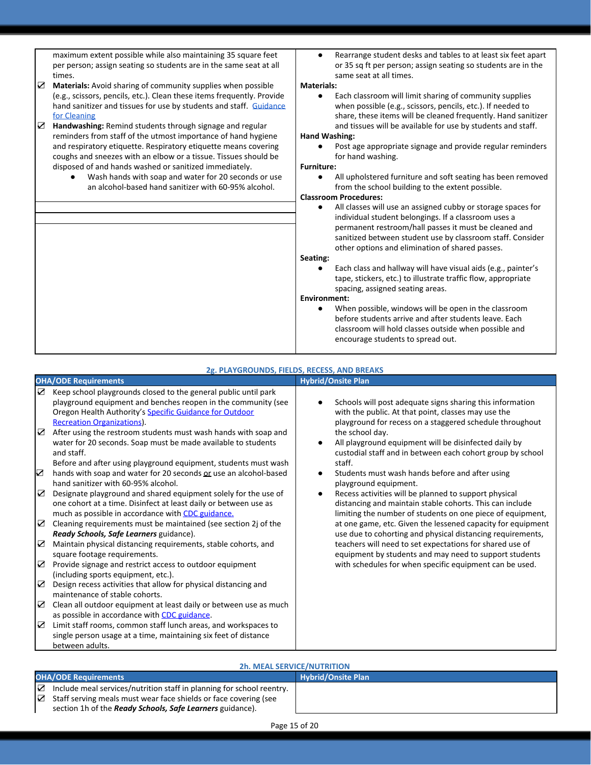| | |
|---|---|
| maximum extent possible while also maintaining 35 square feet per person; assign seating so students are in the same seat at all times.<br>☑ **Materials:** Avoid sharing of community supplies when possible (e.g., scissors, pencils, etc.). Clean these items frequently. Provide hand sanitizer and tissues for use by students and staff. [Guidance for Cleaning]<br>☑ **Handwashing:** Remind students through signage and regular reminders from staff of the utmost importance of hand hygiene and respiratory etiquette. Respiratory etiquette means covering coughs and sneezes with an elbow or a tissue. Tissues should be disposed of and hands washed or sanitized immediately.<br>● Wash hands with soap and water for 20 seconds or use an alcohol-based hand sanitizer with 60-95% alcohol. | ● Rearrange student desks and tables to at least six feet apart or 35 sq ft per person; assign seating so students are in the same seat at all times.<br>**Materials:**<br>● Each classroom will limit sharing of community supplies when possible (e.g., scissors, pencils, etc.). If needed to share, these items will be cleaned frequently. Hand sanitizer and tissues will be available for use by students and staff.<br>**Hand Washing:**<br>● Post age appropriate signage and provide regular reminders for hand washing.<br>**Furniture:**<br>● All upholstered furniture and soft seating has been removed from the school building to the extent possible.<br>**Classroom Procedures:**<br>● All classes will use an assigned cubby or storage spaces for individual student belongings. If a classroom uses a permanent restroom/hall passes it must be cleaned and sanitized between student use by classroom staff. Consider other options and elimination of shared passes.<br>**Seating:**<br>● Each class and hallway will have visual aids (e.g., painter's tape, stickers, etc.) to illustrate traffic flow, appropriate spacing, assigned seating areas.<br>**Environment:**<br>● When possible, windows will be open in the classroom before students arrive and after students leave. Each classroom will hold classes outside when possible and encourage students to spread out. |

### 2g. PLAYGROUNDS, FIELDS, RECESS, AND BREAKS

| OHA/ODE Requirements | Hybrid/Onsite Plan |
|---|---|
| ☑ Keep school playgrounds closed to the general public until park playground equipment and benches reopen in the community (see Oregon Health Authority's [Specific Guidance for Outdoor Recreation Organizations]).<br>☑ After using the restroom students must wash hands with soap and water for 20 seconds. Soap must be made available to students and staff.<br>☑ Before and after using playground equipment, students must wash hands with soap and water for 20 seconds or use an alcohol-based hand sanitizer with 60-95% alcohol.<br>☑ Designate playground and shared equipment solely for the use of one cohort at a time. Disinfect at least daily or between use as much as possible in accordance with [CDC guidance.]<br>☑ Cleaning requirements must be maintained (see section 2j of the ***Ready Schools, Safe Learners*** guidance).<br>☑ Maintain physical distancing requirements, stable cohorts, and square footage requirements.<br>☑ Provide signage and restrict access to outdoor equipment (including sports equipment, etc.).<br>☑ Design recess activities that allow for physical distancing and maintenance of stable cohorts.<br>☑ Clean all outdoor equipment at least daily or between use as much as possible in accordance with [CDC guidance].<br>☑ Limit staff rooms, common staff lunch areas, and workspaces to single person usage at a time, maintaining six feet of distance between adults. | ● Schools will post adequate signs sharing this information with the public. At that point, classes may use the playground for recess on a staggered schedule throughout the school day.<br>● All playground equipment will be disinfected daily by custodial staff and in between each cohort group by school staff.<br>● Students must wash hands before and after using playground equipment.<br>● Recess activities will be planned to support physical distancing and maintain stable cohorts. This can include limiting the number of students on one piece of equipment, at one game, etc. Given the lessened capacity for equipment use due to cohorting and physical distancing requirements, teachers will need to set expectations for shared use of equipment by students and may need to support students with schedules for when specific equipment can be used. |

### 2h. MEAL SERVICE/NUTRITION

| OHA/ODE Requirements | Hybrid/Onsite Plan |
|---|---|
| ☑ Include meal services/nutrition staff in planning for school reentry.<br>☑ Staff serving meals must wear face shields or face covering (see section 1h of the ***Ready Schools, Safe Learners*** guidance). | |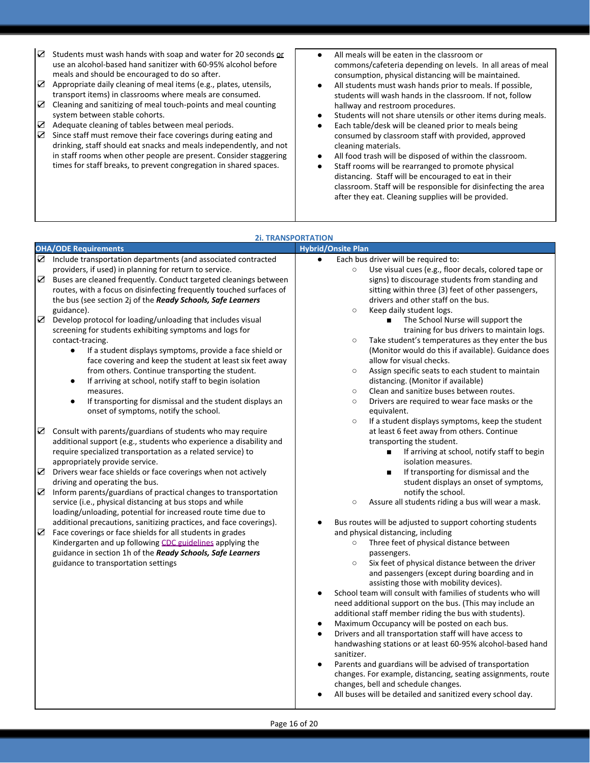| | |
|---|---|
| ☑ Students must wash hands with soap and water for 20 seconds or use an alcohol-based hand sanitizer with 60-95% alcohol before meals and should be encouraged to do so after.<br>☑ Appropriate daily cleaning of meal items (e.g., plates, utensils, transport items) in classrooms where meals are consumed.<br>☑ Cleaning and sanitizing of meal touch-points and meal counting system between stable cohorts.<br>☑ Adequate cleaning of tables between meal periods.<br>☑ Since staff must remove their face coverings during eating and drinking, staff should eat snacks and meals independently, and not in staff rooms when other people are present. Consider staggering times for staff breaks, to prevent congregation in shared spaces. | • All meals will be eaten in the classroom or commons/cafeteria depending on levels. In all areas of meal consumption, physical distancing will be maintained.<br>• All students must wash hands prior to meals. If possible, students will wash hands in the classroom. If not, follow hallway and restroom procedures.<br>• Students will not share utensils or other items during meals.<br>• Each table/desk will be cleaned prior to meals being consumed by classroom staff with provided, approved cleaning materials.<br>• All food trash will be disposed of within the classroom.<br>• Staff rooms will be rearranged to promote physical distancing. Staff will be encouraged to eat in their classroom. Staff will be responsible for disinfecting the area after they eat. Cleaning supplies will be provided. |

**2i. TRANSPORTATION**

| OHA/ODE Requirements | Hybrid/Onsite Plan |
|---|---|
| ☑ Include transportation departments (and associated contracted providers, if used) in planning for return to service.<br>☑ Buses are cleaned frequently. Conduct targeted cleanings between routes, with a focus on disinfecting frequently touched surfaces of the bus (see section 2j of the ***Ready Schools, Safe Learners*** guidance).<br>☑ Develop protocol for loading/unloading that includes visual screening for students exhibiting symptoms and logs for contact-tracing.<br>• If a student displays symptoms, provide a face shield or face covering and keep the student at least six feet away from others. Continue transporting the student.<br>• If arriving at school, notify staff to begin isolation measures.<br>• If transporting for dismissal and the student displays an onset of symptoms, notify the school.<br><br>☑ Consult with parents/guardians of students who may require additional support (e.g., students who experience a disability and require specialized transportation as a related service) to appropriately provide service.<br>☑ Drivers wear face shields or face coverings when not actively driving and operating the bus.<br>☑ Inform parents/guardians of practical changes to transportation service (i.e., physical distancing at bus stops and while loading/unloading, potential for increased route time due to additional precautions, sanitizing practices, and face coverings).<br>☑ Face coverings or face shields for all students in grades Kindergarten and up following CDC guidelines applying the guidance in section 1h of the ***Ready Schools, Safe Learners*** guidance to transportation settings | • Each bus driver will be required to:<br>○ Use visual cues (e.g., floor decals, colored tape or signs) to discourage students from standing and sitting within three (3) feet of other passengers, drivers and other staff on the bus.<br>○ Keep daily student logs.<br>■ The School Nurse will support the training for bus drivers to maintain logs.<br>○ Take student's temperatures as they enter the bus (Monitor would do this if available). Guidance does allow for visual checks.<br>○ Assign specific seats to each student to maintain distancing. (Monitor if available)<br>○ Clean and sanitize buses between routes.<br>○ Drivers are required to wear face masks or the equivalent.<br>○ If a student displays symptoms, keep the student at least 6 feet away from others. Continue transporting the student.<br>■ If arriving at school, notify staff to begin isolation measures.<br>■ If transporting for dismissal and the student displays an onset of symptoms, notify the school.<br>○ Assure all students riding a bus will wear a mask.<br><br>• Bus routes will be adjusted to support cohorting students and physical distancing, including<br>○ Three feet of physical distance between passengers.<br>○ Six feet of physical distance between the driver and passengers (except during boarding and in assisting those with mobility devices).<br>• School team will consult with families of students who will need additional support on the bus. (This may include an additional staff member riding the bus with students).<br>• Maximum Occupancy will be posted on each bus.<br>• Drivers and all transportation staff will have access to handwashing stations or at least 60-95% alcohol-based hand sanitizer.<br>• Parents and guardians will be advised of transportation changes. For example, distancing, seating assignments, route changes, bell and schedule changes.<br>• All buses will be detailed and sanitized every school day. |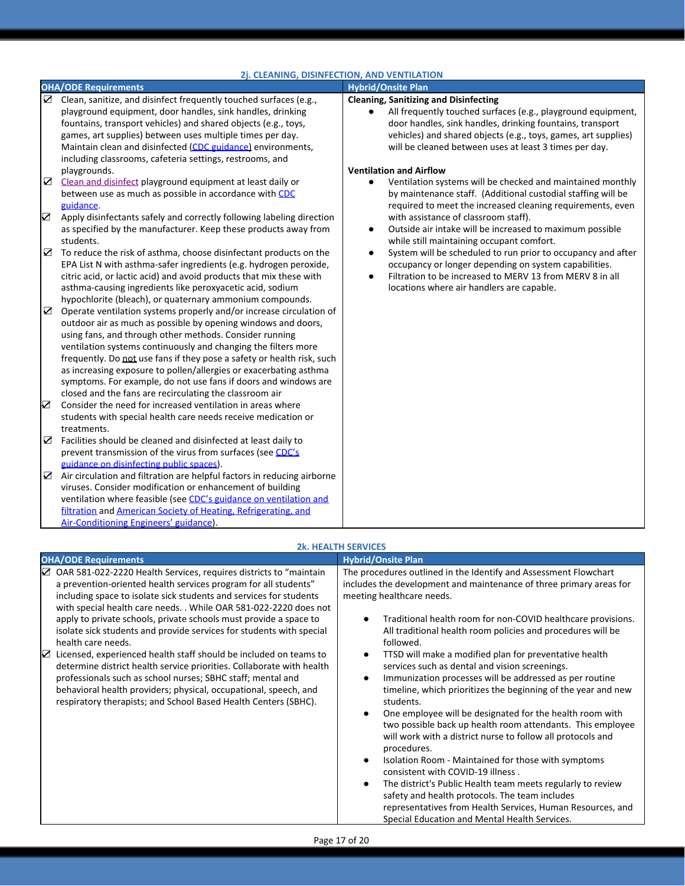### 2j. CLEANING, DISINFECTION, AND VENTILATION

| OHA/ODE Requirements | Hybrid/Onsite Plan |
|---|---|
| ☑ Clean, sanitize, and disinfect frequently touched surfaces (e.g., playground equipment, door handles, sink handles, drinking fountains, transport vehicles) and shared objects (e.g., toys, games, art supplies) between uses multiple times per day. Maintain clean and disinfected (CDC guidance) environments, including classrooms, cafeteria settings, restrooms, and playgrounds.<br>☑ Clean and disinfect playground equipment at least daily or between use as much as possible in accordance with CDC guidance.<br>☑ Apply disinfectants safely and correctly following labeling direction as specified by the manufacturer. Keep these products away from students.<br>☑ To reduce the risk of asthma, choose disinfectant products on the EPA List N with asthma-safer ingredients (e.g. hydrogen peroxide, citric acid, or lactic acid) and avoid products that mix these with asthma-causing ingredients like peroxyacetic acid, sodium hypochlorite (bleach), or quaternary ammonium compounds.<br>☑ Operate ventilation systems properly and/or increase circulation of outdoor air as much as possible by opening windows and doors, using fans, and through other methods. Consider running ventilation systems continuously and changing the filters more frequently. Do not use fans if they pose a safety or health risk, such as increasing exposure to pollen/allergies or exacerbating asthma symptoms. For example, do not use fans if doors and windows are closed and the fans are recirculating the classroom air<br>☑ Consider the need for increased ventilation in areas where students with special health care needs receive medication or treatments.<br>☑ Facilities should be cleaned and disinfected at least daily to prevent transmission of the virus from surfaces (see CDC's guidance on disinfecting public spaces).<br>☑ Air circulation and filtration are helpful factors in reducing airborne viruses. Consider modification or enhancement of building ventilation where feasible (see CDC's guidance on ventilation and filtration and American Society of Heating, Refrigerating, and Air-Conditioning Engineers' guidance). | **Cleaning, Sanitizing and Disinfecting**<br>• All frequently touched surfaces (e.g., playground equipment, door handles, sink handles, drinking fountains, transport vehicles) and shared objects (e.g., toys, games, art supplies) will be cleaned between uses at least 3 times per day.<br><br>**Ventilation and Airflow**<br>• Ventilation systems will be checked and maintained monthly by maintenance staff. (Additional custodial staffing will be required to meet the increased cleaning requirements, even with assistance of classroom staff).<br>• Outside air intake will be increased to maximum possible while still maintaining occupant comfort.<br>• System will be scheduled to run prior to occupancy and after occupancy or longer depending on system capabilities.<br>• Filtration to be increased to MERV 13 from MERV 8 in all locations where air handlers are capable. |

### 2k. HEALTH SERVICES

| OHA/ODE Requirements | Hybrid/Onsite Plan |
|---|---|
| ☑ OAR 581-022-2220 Health Services, requires districts to "maintain a prevention-oriented health services program for all students" including space to isolate sick students and services for students with special health care needs. . While OAR 581-022-2220 does not apply to private schools, private schools must provide a space to isolate sick students and provide services for students with special health care needs.<br>☑ Licensed, experienced health staff should be included on teams to determine district health service priorities. Collaborate with health professionals such as school nurses; SBHC staff; mental and behavioral health providers; physical, occupational, speech, and respiratory therapists; and School Based Health Centers (SBHC). | The procedures outlined in the Identify and Assessment Flowchart includes the development and maintenance of three primary areas for meeting healthcare needs.<br><br>• Traditional health room for non-COVID healthcare provisions. All traditional health room policies and procedures will be followed.<br>• TTSD will make a modified plan for preventative health services such as dental and vision screenings.<br>• Immunization processes will be addressed as per routine timeline, which prioritizes the beginning of the year and new students.<br>• One employee will be designated for the health room with two possible back up health room attendants. This employee will work with a district nurse to follow all protocols and procedures.<br>• Isolation Room - Maintained for those with symptoms consistent with COVID-19 illness .<br>• The district's Public Health team meets regularly to review safety and health protocols. The team includes representatives from Health Services, Human Resources, and Special Education and Mental Health Services. |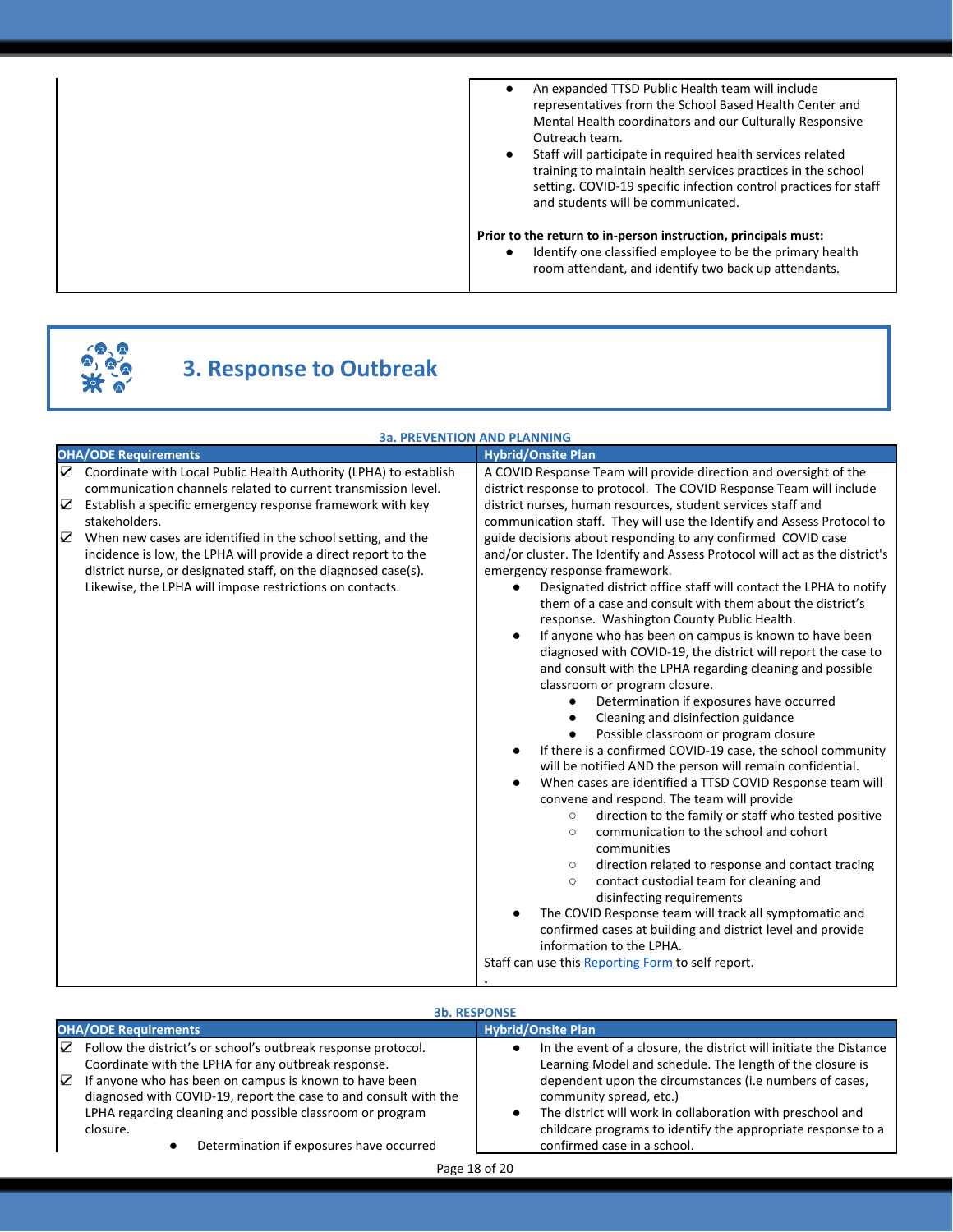| | |
|---|---|
| | • An expanded TTSD Public Health team will include representatives from the School Based Health Center and Mental Health coordinators and our Culturally Responsive Outreach team.<br>• Staff will participate in required health services related training to maintain health services practices in the school setting. COVID-19 specific infection control practices for staff and students will be communicated.<br><br>**Prior to the return to in-person instruction, principals must:**<br>• Identify one classified employee to be the primary health room attendant, and identify two back up attendants. |

## 3. Response to Outbreak

**3a. PREVENTION AND PLANNING**

| OHA/ODE Requirements | Hybrid/Onsite Plan |
|---|---|
| ☑ Coordinate with Local Public Health Authority (LPHA) to establish communication channels related to current transmission level.<br>☑ Establish a specific emergency response framework with key stakeholders.<br>☑ When new cases are identified in the school setting, and the incidence is low, the LPHA will provide a direct report to the district nurse, or designated staff, on the diagnosed case(s). Likewise, the LPHA will impose restrictions on contacts. | A COVID Response Team will provide direction and oversight of the district response to protocol. The COVID Response Team will include district nurses, human resources, student services staff and communication staff. They will use the Identify and Assess Protocol to guide decisions about responding to any confirmed COVID case and/or cluster. The Identify and Assess Protocol will act as the district's emergency response framework.<br>• Designated district office staff will contact the LPHA to notify them of a case and consult with them about the district's response. Washington County Public Health.<br>• If anyone who has been on campus is known to have been diagnosed with COVID-19, the district will report the case to and consult with the LPHA regarding cleaning and possible classroom or program closure.<br>&nbsp;&nbsp;&nbsp;&nbsp;• Determination if exposures have occurred<br>&nbsp;&nbsp;&nbsp;&nbsp;• Cleaning and disinfection guidance<br>&nbsp;&nbsp;&nbsp;&nbsp;• Possible classroom or program closure<br>• If there is a confirmed COVID-19 case, the school community will be notified AND the person will remain confidential.<br>• When cases are identified a TTSD COVID Response team will convene and respond. The team will provide<br>&nbsp;&nbsp;&nbsp;&nbsp;○ direction to the family or staff who tested positive<br>&nbsp;&nbsp;&nbsp;&nbsp;○ communication to the school and cohort communities<br>&nbsp;&nbsp;&nbsp;&nbsp;○ direction related to response and contact tracing<br>&nbsp;&nbsp;&nbsp;&nbsp;○ contact custodial team for cleaning and disinfecting requirements<br>• The COVID Response team will track all symptomatic and confirmed cases at building and district level and provide information to the LPHA.<br>Staff can use this [Reporting Form] to self report.<br>. |

**3b. RESPONSE**

| OHA/ODE Requirements | Hybrid/Onsite Plan |
|---|---|
| ☑ Follow the district's or school's outbreak response protocol. Coordinate with the LPHA for any outbreak response.<br>☑ If anyone who has been on campus is known to have been diagnosed with COVID-19, report the case to and consult with the LPHA regarding cleaning and possible classroom or program closure.<br>&nbsp;&nbsp;&nbsp;&nbsp;• Determination if exposures have occurred | • In the event of a closure, the district will initiate the Distance Learning Model and schedule. The length of the closure is dependent upon the circumstances (i.e numbers of cases, community spread, etc.)<br>• The district will work in collaboration with preschool and childcare programs to identify the appropriate response to a confirmed case in a school. |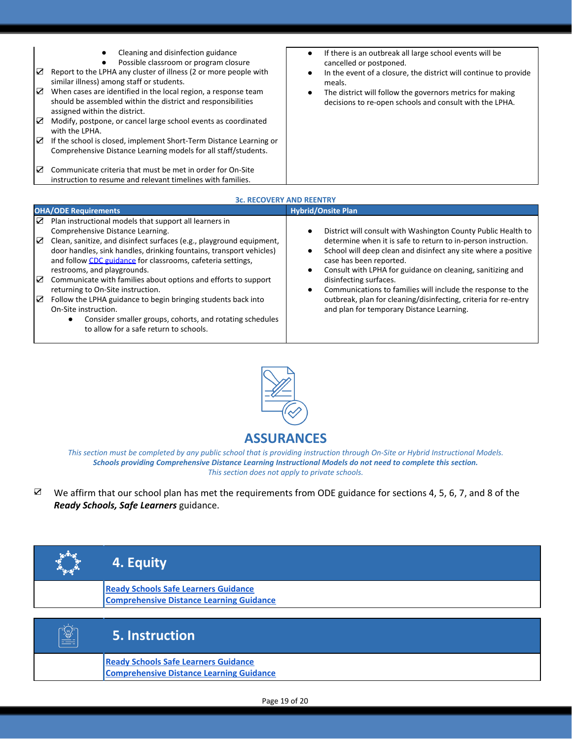| | |
|---|---|
| ● Cleaning and disinfection guidance<br>● Possible classroom or program closure<br>☑ Report to the LPHA any cluster of illness (2 or more people with similar illness) among staff or students.<br>☑ When cases are identified in the local region, a response team should be assembled within the district and responsibilities assigned within the district.<br>☑ Modify, postpone, or cancel large school events as coordinated with the LPHA.<br>☑ If the school is closed, implement Short-Term Distance Learning or Comprehensive Distance Learning models for all staff/students.<br>☑ Communicate criteria that must be met in order for On-Site instruction to resume and relevant timelines with families. | ● If there is an outbreak all large school events will be cancelled or postponed.<br>● In the event of a closure, the district will continue to provide meals.<br>● The district will follow the governors metrics for making decisions to re-open schools and consult with the LPHA. |

**3c. RECOVERY AND REENTRY**

| OHA/ODE Requirements | Hybrid/Onsite Plan |
|---|---|
| ☑ Plan instructional models that support all learners in Comprehensive Distance Learning.<br>☑ Clean, sanitize, and disinfect surfaces (e.g., playground equipment, door handles, sink handles, drinking fountains, transport vehicles) and follow CDC guidance for classrooms, cafeteria settings, restrooms, and playgrounds.<br>☑ Communicate with families about options and efforts to support returning to On-Site instruction.<br>☑ Follow the LPHA guidance to begin bringing students back into On-Site instruction.<br>● Consider smaller groups, cohorts, and rotating schedules to allow for a safe return to schools. | ● District will consult with Washington County Public Health to determine when it is safe to return to in-person instruction.<br>● School will deep clean and disinfect any site where a positive case has been reported.<br>● Consult with LPHA for guidance on cleaning, sanitizing and disinfecting surfaces.<br>● Communications to families will include the response to the outbreak, plan for cleaning/disinfecting, criteria for re-entry and plan for temporary Distance Learning. |

# ASSURANCES

*This section must be completed by any public school that is providing instruction through On-Site or Hybrid Instructional Models.*
***Schools providing Comprehensive Distance Learning Instructional Models do not need to complete this section.***
*This section does not apply to private schools.*

☑ We affirm that our school plan has met the requirements from ODE guidance for sections 4, 5, 6, 7, and 8 of the ***Ready Schools, Safe Learners*** guidance.

## 4. Equity

Ready Schools Safe Learners Guidance
Comprehensive Distance Learning Guidance

## 5. Instruction

Ready Schools Safe Learners Guidance
Comprehensive Distance Learning Guidance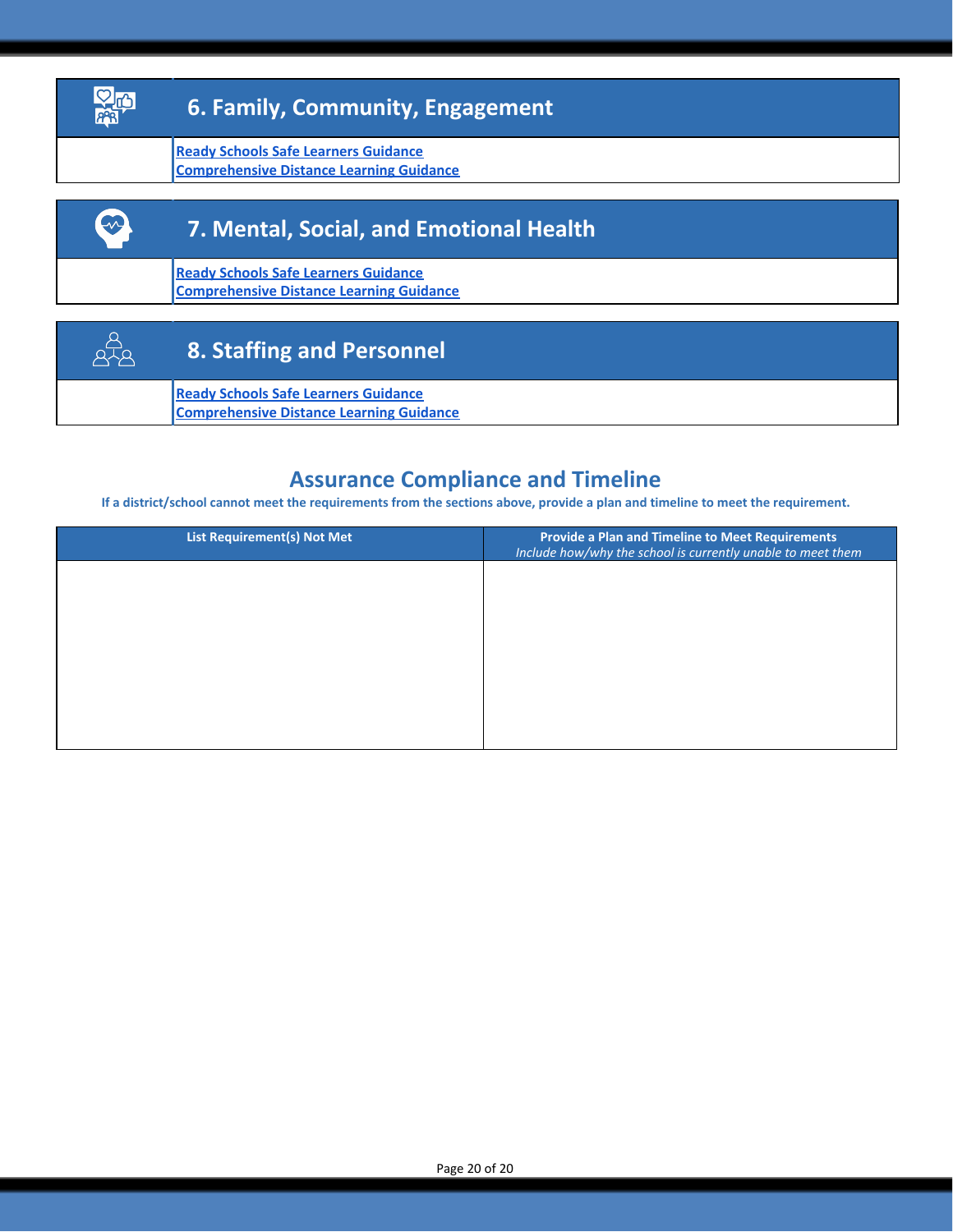## 6. Family, Community, Engagement

[Ready Schools Safe Learners Guidance]
[Comprehensive Distance Learning Guidance]

## 7. Mental, Social, and Emotional Health

[Ready Schools Safe Learners Guidance]
[Comprehensive Distance Learning Guidance]

## 8. Staffing and Personnel

[Ready Schools Safe Learners Guidance]
[Comprehensive Distance Learning Guidance]

## Assurance Compliance and Timeline

**If a district/school cannot meet the requirements from the sections above, provide a plan and timeline to meet the requirement.**

| List Requirement(s) Not Met | Provide a Plan and Timeline to Meet Requirements *Include how/why the school is currently unable to meet them* |
|---|---|
| | |